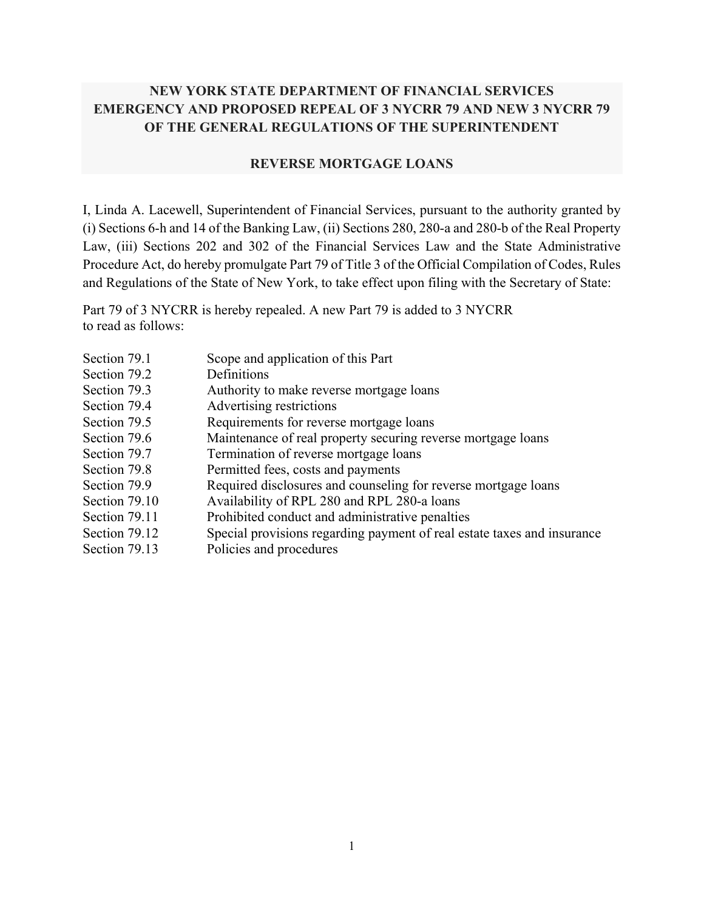# NEW YORK STATE DEPARTMENT OF FINANCIAL SERVICES EMERGENCY AND PROPOSED REPEAL OF 3 NYCRR 79 AND NEW 3 NYCRR 79 OF THE GENERAL REGULATIONS OF THE SUPERINTENDENT

## REVERSE MORTGAGE LOANS

I, Linda A. Lacewell, Superintendent of Financial Services, pursuant to the authority granted by (i) Sections 6-h and 14 of the Banking Law, (ii) Sections 280, 280-a and 280-b of the Real Property Law, (iii) Sections 202 and 302 of the Financial Services Law and the State Administrative Procedure Act, do hereby promulgate Part 79 of Title 3 of the Official Compilation of Codes, Rules and Regulations of the State of New York, to take effect upon filing with the Secretary of State:

Part 79 of 3 NYCRR is hereby repealed. A new Part 79 is added to 3 NYCRR to read as follows:

| | |
|---|---|
| Section 79.1 | Scope and application of this Part |
| Section 79.2 | Definitions |
| Section 79.3 | Authority to make reverse mortgage loans |
| Section 79.4 | Advertising restrictions |
| Section 79.5 | Requirements for reverse mortgage loans |
| Section 79.6 | Maintenance of real property securing reverse mortgage loans |
| Section 79.7 | Termination of reverse mortgage loans |
| Section 79.8 | Permitted fees, costs and payments |
| Section 79.9 | Required disclosures and counseling for reverse mortgage loans |
| Section 79.10 | Availability of RPL 280 and RPL 280-a loans |
| Section 79.11 | Prohibited conduct and administrative penalties |
| Section 79.12 | Special provisions regarding payment of real estate taxes and insurance |
| Section 79.13 | Policies and procedures |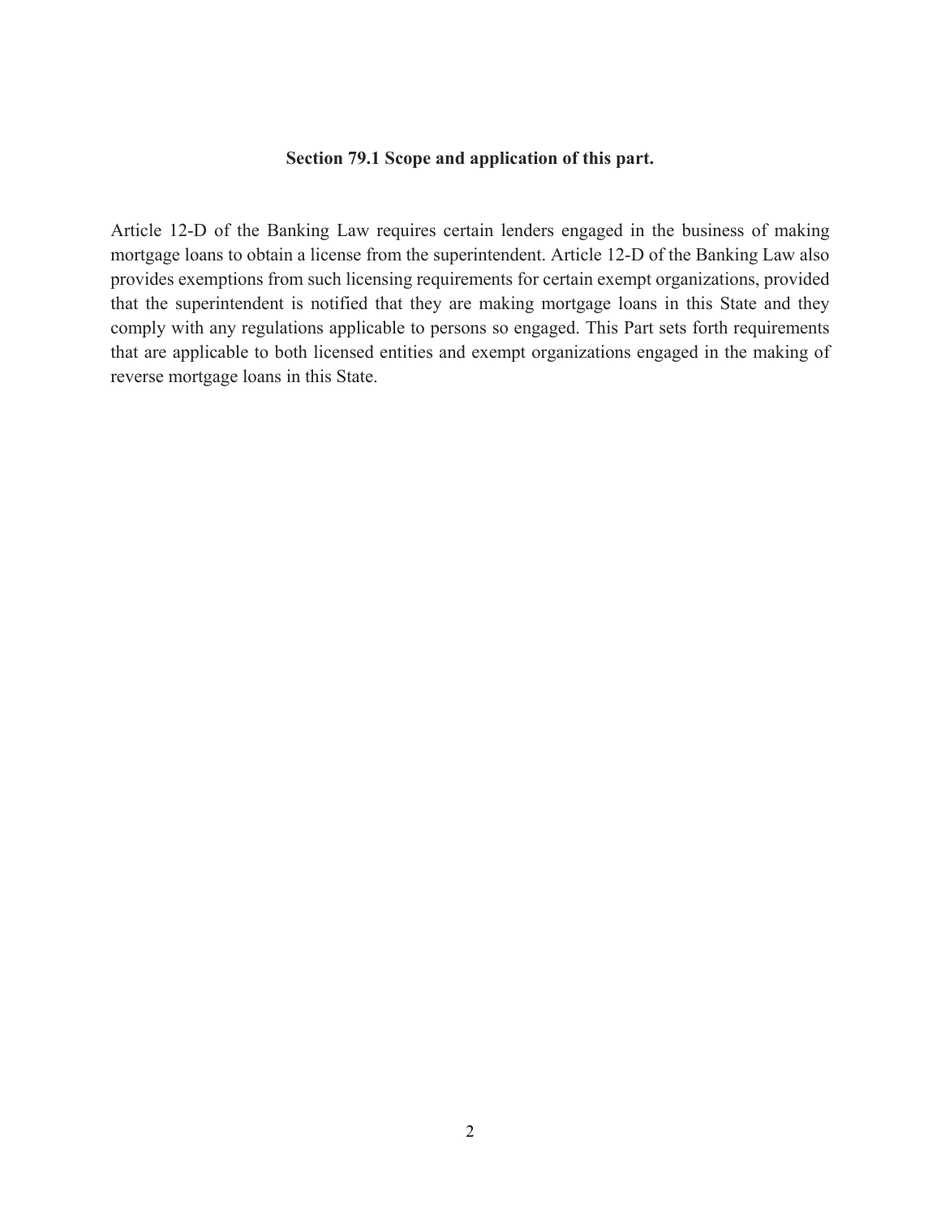### Section 79.1 Scope and application of this part.

Article 12-D of the Banking Law requires certain lenders engaged in the business of making mortgage loans to obtain a license from the superintendent. Article 12-D of the Banking Law also provides exemptions from such licensing requirements for certain exempt organizations, provided that the superintendent is notified that they are making mortgage loans in this State and they comply with any regulations applicable to persons so engaged. This Part sets forth requirements that are applicable to both licensed entities and exempt organizations engaged in the making of reverse mortgage loans in this State.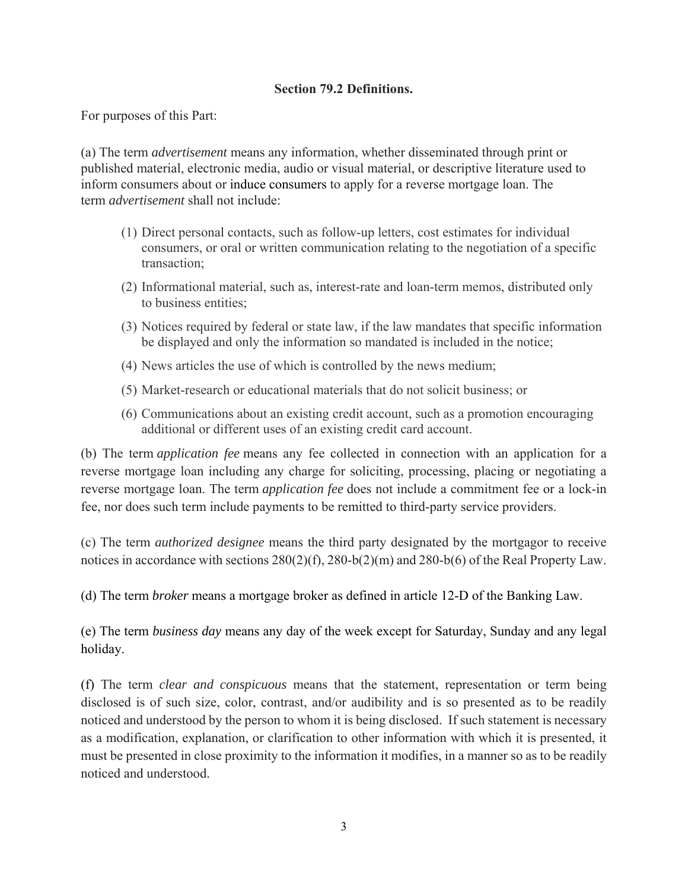**Section 79.2 Definitions.**

For purposes of this Part:

(a) The term *advertisement* means any information, whether disseminated through print or published material, electronic media, audio or visual material, or descriptive literature used to inform consumers about or induce consumers to apply for a reverse mortgage loan. The term *advertisement* shall not include:

(1) Direct personal contacts, such as follow-up letters, cost estimates for individual consumers, or oral or written communication relating to the negotiation of a specific transaction;

(2) Informational material, such as, interest-rate and loan-term memos, distributed only to business entities;

(3) Notices required by federal or state law, if the law mandates that specific information be displayed and only the information so mandated is included in the notice;

(4) News articles the use of which is controlled by the news medium;

(5) Market-research or educational materials that do not solicit business; or

(6) Communications about an existing credit account, such as a promotion encouraging additional or different uses of an existing credit card account.

(b) The term *application fee* means any fee collected in connection with an application for a reverse mortgage loan including any charge for soliciting, processing, placing or negotiating a reverse mortgage loan. The term *application fee* does not include a commitment fee or a lock-in fee, nor does such term include payments to be remitted to third-party service providers.

(c) The term *authorized designee* means the third party designated by the mortgagor to receive notices in accordance with sections 280(2)(f), 280-b(2)(m) and 280-b(6) of the Real Property Law.

(d) The term *broker* means a mortgage broker as defined in article 12-D of the Banking Law.

(e) The term *business day* means any day of the week except for Saturday, Sunday and any legal holiday.

(f) The term *clear and conspicuous* means that the statement, representation or term being disclosed is of such size, color, contrast, and/or audibility and is so presented as to be readily noticed and understood by the person to whom it is being disclosed. If such statement is necessary as a modification, explanation, or clarification to other information with which it is presented, it must be presented in close proximity to the information it modifies, in a manner so as to be readily noticed and understood.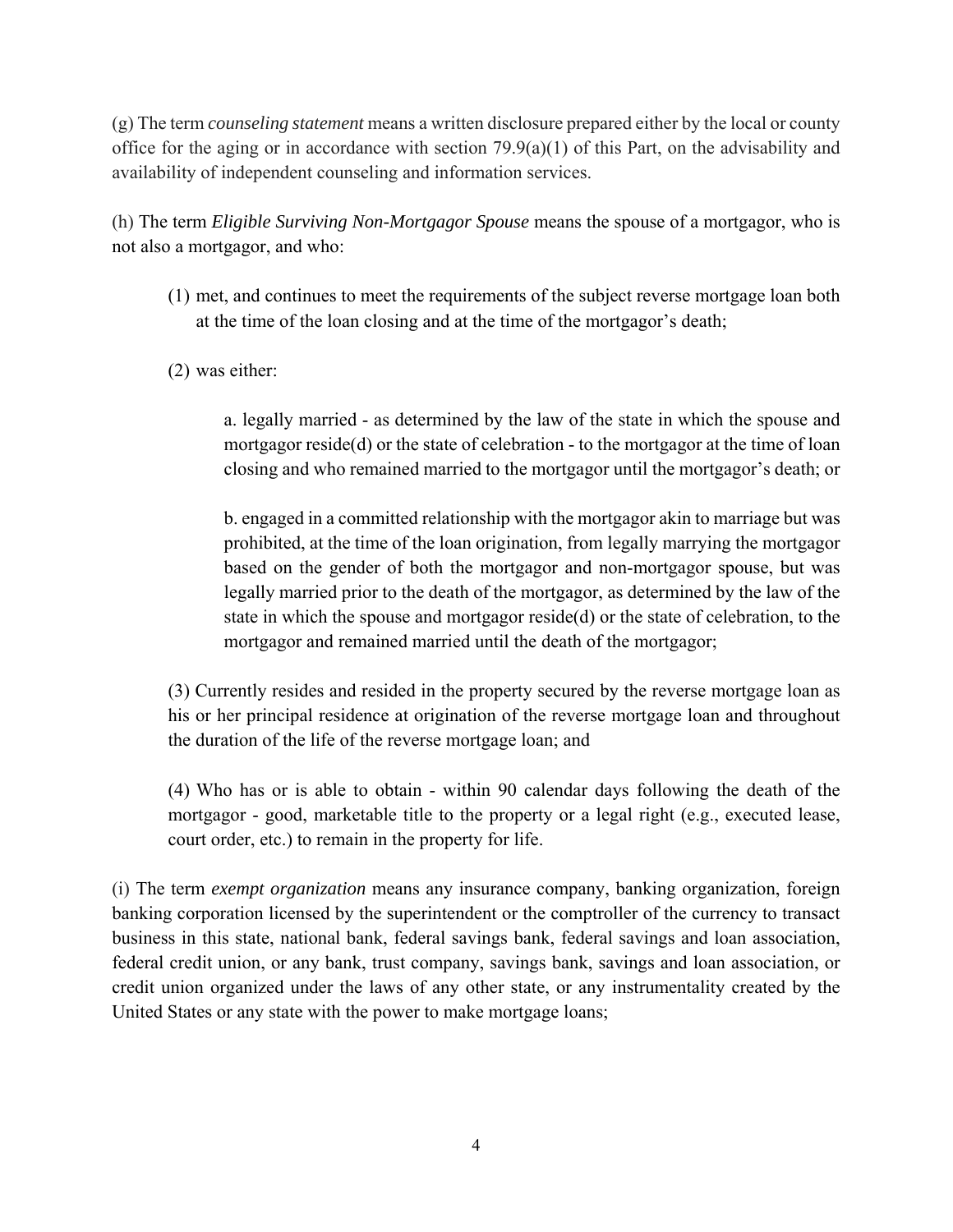(g) The term *counseling statement* means a written disclosure prepared either by the local or county office for the aging or in accordance with section 79.9(a)(1) of this Part, on the advisability and availability of independent counseling and information services.

(h) The term *Eligible Surviving Non-Mortgagor Spouse* means the spouse of a mortgagor, who is not also a mortgagor, and who:

(1) met, and continues to meet the requirements of the subject reverse mortgage loan both at the time of the loan closing and at the time of the mortgagor's death;

(2) was either:

a. legally married - as determined by the law of the state in which the spouse and mortgagor reside(d) or the state of celebration - to the mortgagor at the time of loan closing and who remained married to the mortgagor until the mortgagor's death; or

b. engaged in a committed relationship with the mortgagor akin to marriage but was prohibited, at the time of the loan origination, from legally marrying the mortgagor based on the gender of both the mortgagor and non-mortgagor spouse, but was legally married prior to the death of the mortgagor, as determined by the law of the state in which the spouse and mortgagor reside(d) or the state of celebration, to the mortgagor and remained married until the death of the mortgagor;

(3) Currently resides and resided in the property secured by the reverse mortgage loan as his or her principal residence at origination of the reverse mortgage loan and throughout the duration of the life of the reverse mortgage loan; and

(4) Who has or is able to obtain - within 90 calendar days following the death of the mortgagor - good, marketable title to the property or a legal right (e.g., executed lease, court order, etc.) to remain in the property for life.

(i) The term *exempt organization* means any insurance company, banking organization, foreign banking corporation licensed by the superintendent or the comptroller of the currency to transact business in this state, national bank, federal savings bank, federal savings and loan association, federal credit union, or any bank, trust company, savings bank, savings and loan association, or credit union organized under the laws of any other state, or any instrumentality created by the United States or any state with the power to make mortgage loans;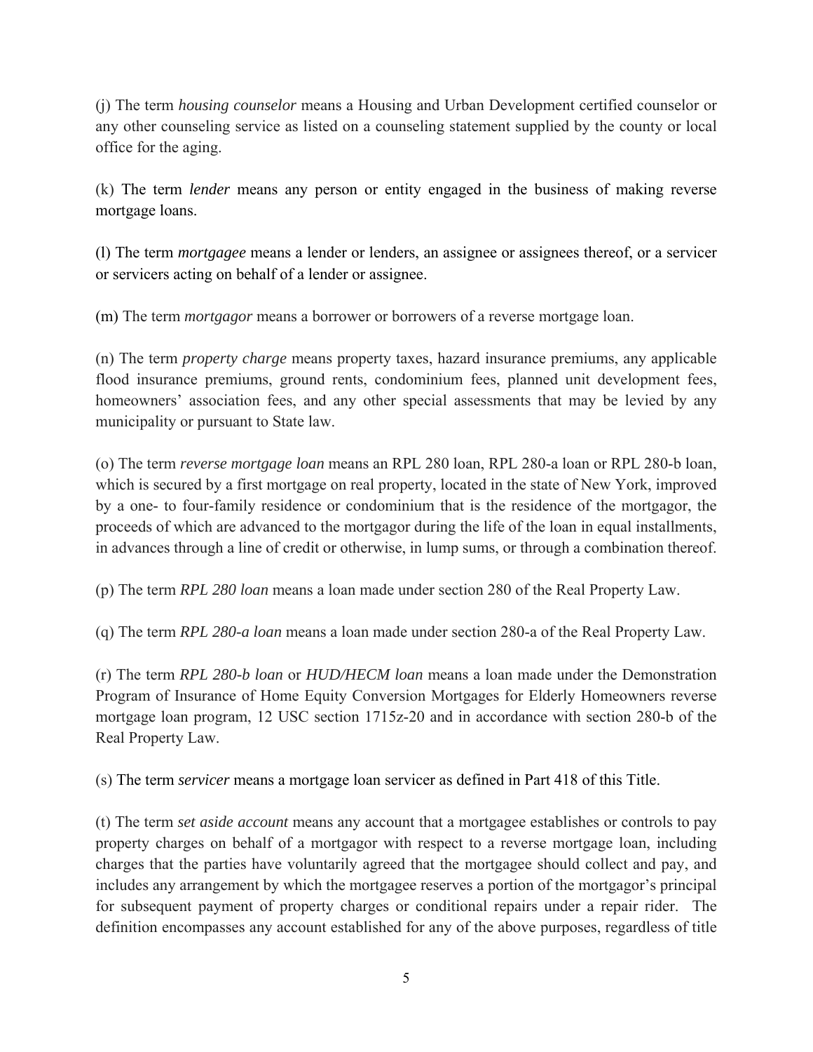(j) The term *housing counselor* means a Housing and Urban Development certified counselor or any other counseling service as listed on a counseling statement supplied by the county or local office for the aging.

(k) The term *lender* means any person or entity engaged in the business of making reverse mortgage loans.

(l) The term *mortgagee* means a lender or lenders, an assignee or assignees thereof, or a servicer or servicers acting on behalf of a lender or assignee.

(m) The term *mortgagor* means a borrower or borrowers of a reverse mortgage loan.

(n) The term *property charge* means property taxes, hazard insurance premiums, any applicable flood insurance premiums, ground rents, condominium fees, planned unit development fees, homeowners' association fees, and any other special assessments that may be levied by any municipality or pursuant to State law.

(o) The term *reverse mortgage loan* means an RPL 280 loan, RPL 280-a loan or RPL 280-b loan, which is secured by a first mortgage on real property, located in the state of New York, improved by a one- to four-family residence or condominium that is the residence of the mortgagor, the proceeds of which are advanced to the mortgagor during the life of the loan in equal installments, in advances through a line of credit or otherwise, in lump sums, or through a combination thereof.

(p) The term *RPL 280 loan* means a loan made under section 280 of the Real Property Law.

(q) The term *RPL 280-a loan* means a loan made under section 280-a of the Real Property Law.

(r) The term *RPL 280-b loan* or *HUD/HECM loan* means a loan made under the Demonstration Program of Insurance of Home Equity Conversion Mortgages for Elderly Homeowners reverse mortgage loan program, 12 USC section 1715z-20 and in accordance with section 280-b of the Real Property Law.

(s) The term *servicer* means a mortgage loan servicer as defined in Part 418 of this Title.

(t) The term *set aside account* means any account that a mortgagee establishes or controls to pay property charges on behalf of a mortgagor with respect to a reverse mortgage loan, including charges that the parties have voluntarily agreed that the mortgagee should collect and pay, and includes any arrangement by which the mortgagee reserves a portion of the mortgagor's principal for subsequent payment of property charges or conditional repairs under a repair rider. The definition encompasses any account established for any of the above purposes, regardless of title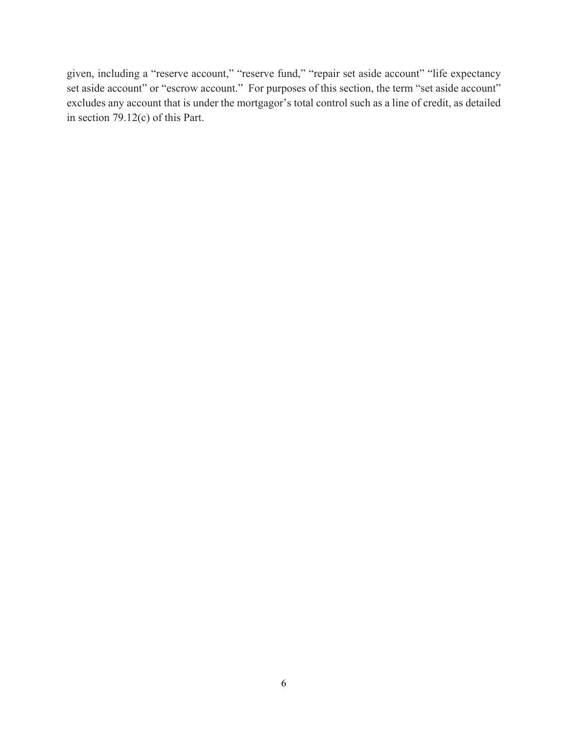given, including a "reserve account," "reserve fund," "repair set aside account" "life expectancy set aside account" or "escrow account." For purposes of this section, the term "set aside account" excludes any account that is under the mortgagor's total control such as a line of credit, as detailed in section 79.12(c) of this Part.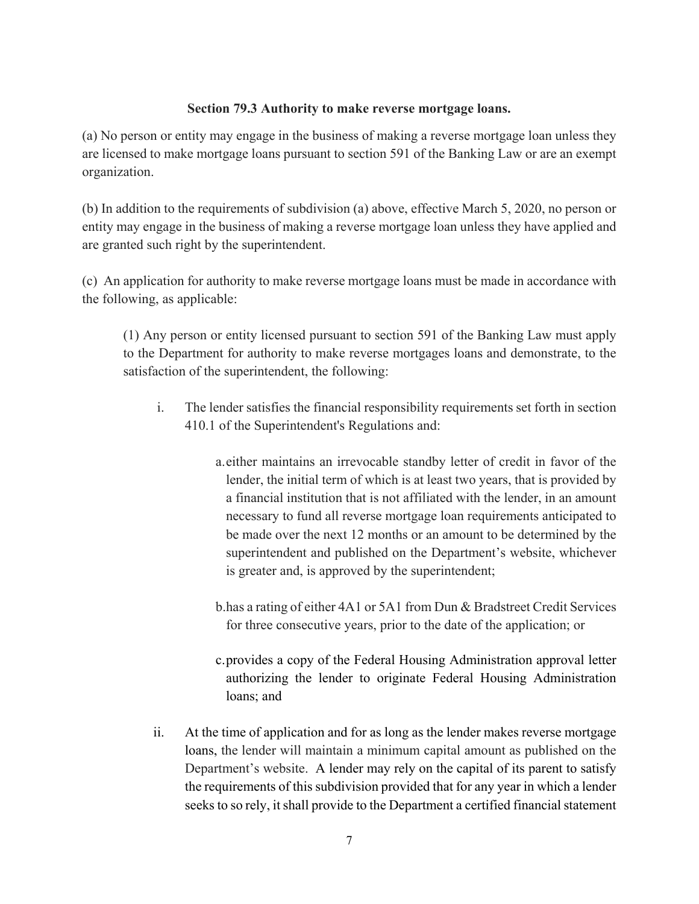**Section 79.3 Authority to make reverse mortgage loans.**

(a) No person or entity may engage in the business of making a reverse mortgage loan unless they are licensed to make mortgage loans pursuant to section 591 of the Banking Law or are an exempt organization.

(b) In addition to the requirements of subdivision (a) above, effective March 5, 2020, no person or entity may engage in the business of making a reverse mortgage loan unless they have applied and are granted such right by the superintendent.

(c) An application for authority to make reverse mortgage loans must be made in accordance with the following, as applicable:

(1) Any person or entity licensed pursuant to section 591 of the Banking Law must apply to the Department for authority to make reverse mortgages loans and demonstrate, to the satisfaction of the superintendent, the following:

i. The lender satisfies the financial responsibility requirements set forth in section 410.1 of the Superintendent's Regulations and:

a. either maintains an irrevocable standby letter of credit in favor of the lender, the initial term of which is at least two years, that is provided by a financial institution that is not affiliated with the lender, in an amount necessary to fund all reverse mortgage loan requirements anticipated to be made over the next 12 months or an amount to be determined by the superintendent and published on the Department's website, whichever is greater and, is approved by the superintendent;

b. has a rating of either 4A1 or 5A1 from Dun & Bradstreet Credit Services for three consecutive years, prior to the date of the application; or

c. provides a copy of the Federal Housing Administration approval letter authorizing the lender to originate Federal Housing Administration loans; and

ii. At the time of application and for as long as the lender makes reverse mortgage loans, the lender will maintain a minimum capital amount as published on the Department's website. A lender may rely on the capital of its parent to satisfy the requirements of this subdivision provided that for any year in which a lender seeks to so rely, it shall provide to the Department a certified financial statement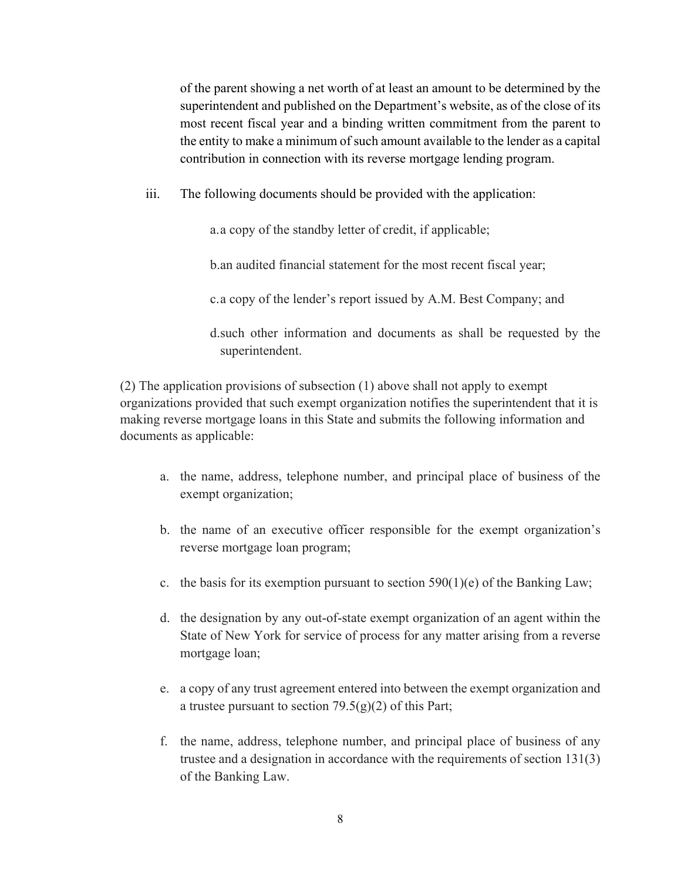of the parent showing a net worth of at least an amount to be determined by the superintendent and published on the Department's website, as of the close of its most recent fiscal year and a binding written commitment from the parent to the entity to make a minimum of such amount available to the lender as a capital contribution in connection with its reverse mortgage lending program.

iii. The following documents should be provided with the application:

a. a copy of the standby letter of credit, if applicable;

b. an audited financial statement for the most recent fiscal year;

c. a copy of the lender's report issued by A.M. Best Company; and

d. such other information and documents as shall be requested by the superintendent.

(2) The application provisions of subsection (1) above shall not apply to exempt organizations provided that such exempt organization notifies the superintendent that it is making reverse mortgage loans in this State and submits the following information and documents as applicable:

a. the name, address, telephone number, and principal place of business of the exempt organization;

b. the name of an executive officer responsible for the exempt organization's reverse mortgage loan program;

c. the basis for its exemption pursuant to section 590(1)(e) of the Banking Law;

d. the designation by any out-of-state exempt organization of an agent within the State of New York for service of process for any matter arising from a reverse mortgage loan;

e. a copy of any trust agreement entered into between the exempt organization and a trustee pursuant to section 79.5(g)(2) of this Part;

f. the name, address, telephone number, and principal place of business of any trustee and a designation in accordance with the requirements of section 131(3) of the Banking Law.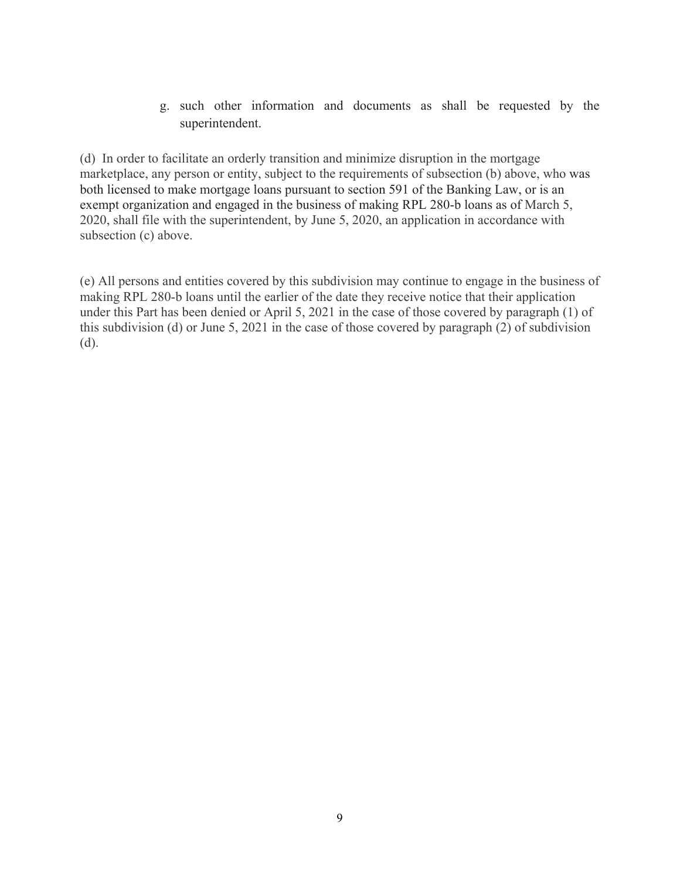g. such other information and documents as shall be requested by the superintendent.

(d) In order to facilitate an orderly transition and minimize disruption in the mortgage marketplace, any person or entity, subject to the requirements of subsection (b) above, who was both licensed to make mortgage loans pursuant to section 591 of the Banking Law, or is an exempt organization and engaged in the business of making RPL 280-b loans as of March 5, 2020, shall file with the superintendent, by June 5, 2020, an application in accordance with subsection (c) above.

(e) All persons and entities covered by this subdivision may continue to engage in the business of making RPL 280-b loans until the earlier of the date they receive notice that their application under this Part has been denied or April 5, 2021 in the case of those covered by paragraph (1) of this subdivision (d) or June 5, 2021 in the case of those covered by paragraph (2) of subdivision (d).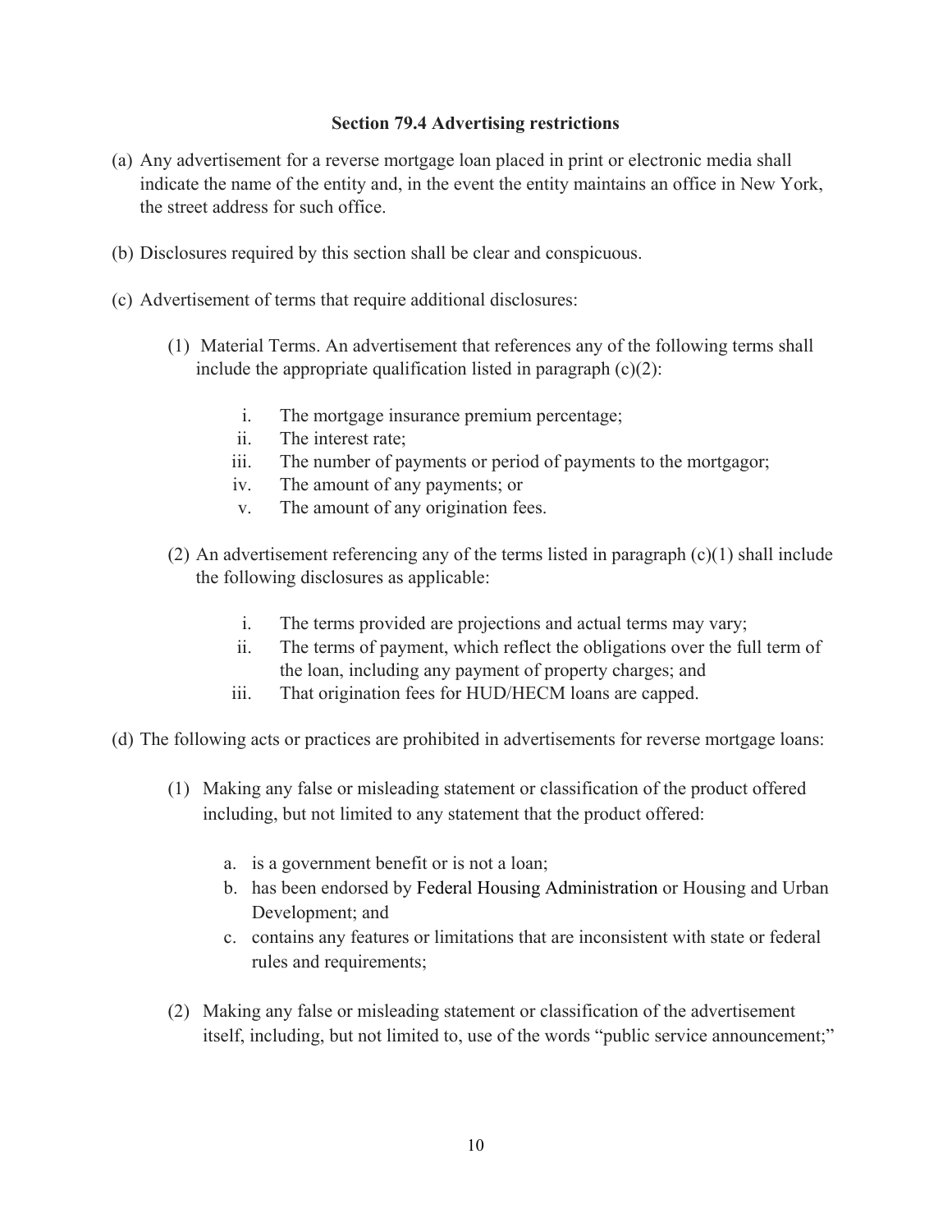### Section 79.4 Advertising restrictions

(a) Any advertisement for a reverse mortgage loan placed in print or electronic media shall indicate the name of the entity and, in the event the entity maintains an office in New York, the street address for such office.

(b) Disclosures required by this section shall be clear and conspicuous.

(c) Advertisement of terms that require additional disclosures:

(1) Material Terms. An advertisement that references any of the following terms shall include the appropriate qualification listed in paragraph (c)(2):

i. The mortgage insurance premium percentage;
ii. The interest rate;
iii. The number of payments or period of payments to the mortgagor;
iv. The amount of any payments; or
v. The amount of any origination fees.

(2) An advertisement referencing any of the terms listed in paragraph (c)(1) shall include the following disclosures as applicable:

i. The terms provided are projections and actual terms may vary;
ii. The terms of payment, which reflect the obligations over the full term of the loan, including any payment of property charges; and
iii. That origination fees for HUD/HECM loans are capped.

(d) The following acts or practices are prohibited in advertisements for reverse mortgage loans:

(1) Making any false or misleading statement or classification of the product offered including, but not limited to any statement that the product offered:

a. is a government benefit or is not a loan;
b. has been endorsed by Federal Housing Administration or Housing and Urban Development; and
c. contains any features or limitations that are inconsistent with state or federal rules and requirements;

(2) Making any false or misleading statement or classification of the advertisement itself, including, but not limited to, use of the words "public service announcement;"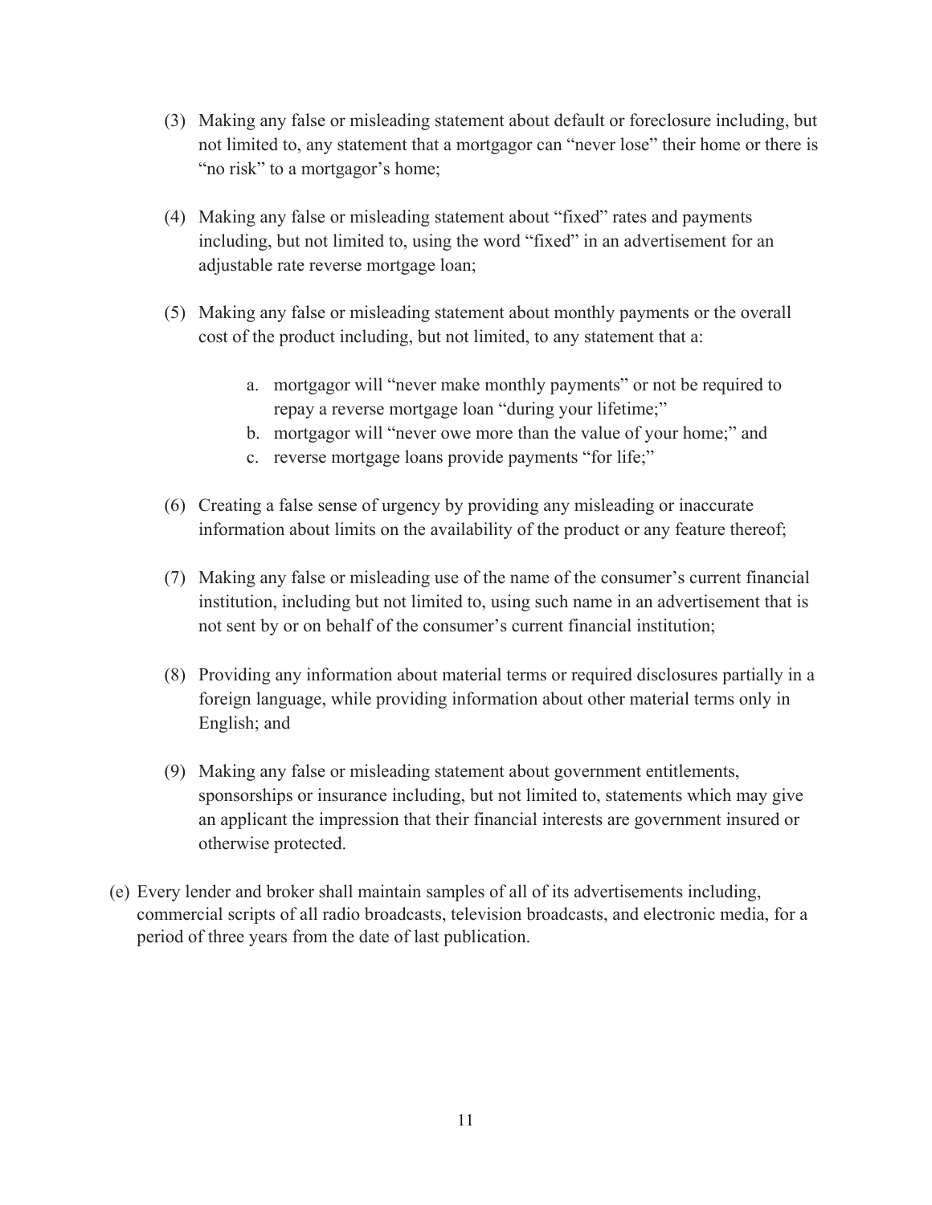(3) Making any false or misleading statement about default or foreclosure including, but not limited to, any statement that a mortgagor can "never lose" their home or there is "no risk" to a mortgagor's home;

(4) Making any false or misleading statement about "fixed" rates and payments including, but not limited to, using the word "fixed" in an advertisement for an adjustable rate reverse mortgage loan;

(5) Making any false or misleading statement about monthly payments or the overall cost of the product including, but not limited, to any statement that a:

   a. mortgagor will "never make monthly payments" or not be required to repay a reverse mortgage loan "during your lifetime;"
   b. mortgagor will "never owe more than the value of your home;" and
   c. reverse mortgage loans provide payments "for life;"

(6) Creating a false sense of urgency by providing any misleading or inaccurate information about limits on the availability of the product or any feature thereof;

(7) Making any false or misleading use of the name of the consumer's current financial institution, including but not limited to, using such name in an advertisement that is not sent by or on behalf of the consumer's current financial institution;

(8) Providing any information about material terms or required disclosures partially in a foreign language, while providing information about other material terms only in English; and

(9) Making any false or misleading statement about government entitlements, sponsorships or insurance including, but not limited to, statements which may give an applicant the impression that their financial interests are government insured or otherwise protected.

(e) Every lender and broker shall maintain samples of all of its advertisements including, commercial scripts of all radio broadcasts, television broadcasts, and electronic media, for a period of three years from the date of last publication.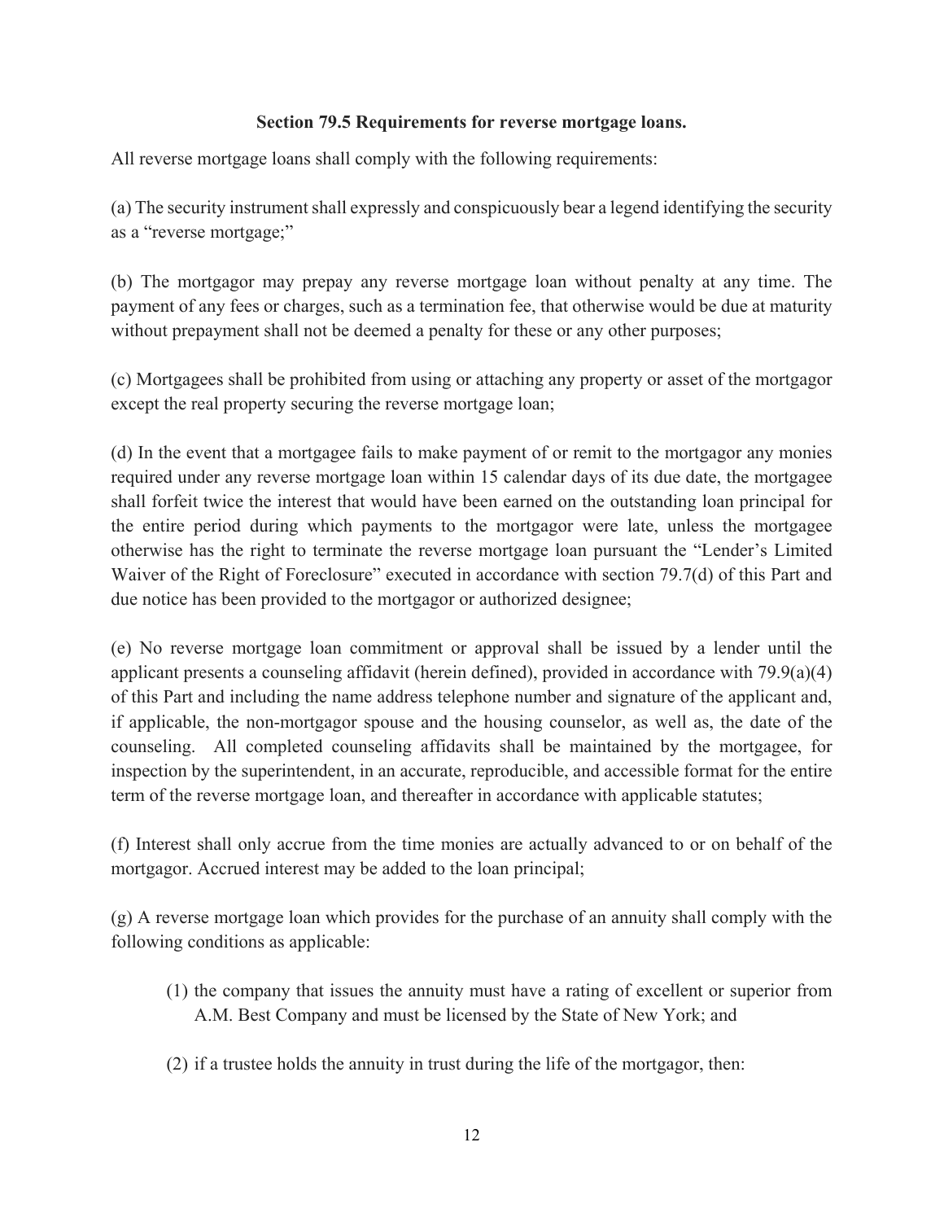### Section 79.5 Requirements for reverse mortgage loans.

All reverse mortgage loans shall comply with the following requirements:

(a) The security instrument shall expressly and conspicuously bear a legend identifying the security as a "reverse mortgage;"

(b) The mortgagor may prepay any reverse mortgage loan without penalty at any time. The payment of any fees or charges, such as a termination fee, that otherwise would be due at maturity without prepayment shall not be deemed a penalty for these or any other purposes;

(c) Mortgagees shall be prohibited from using or attaching any property or asset of the mortgagor except the real property securing the reverse mortgage loan;

(d) In the event that a mortgagee fails to make payment of or remit to the mortgagor any monies required under any reverse mortgage loan within 15 calendar days of its due date, the mortgagee shall forfeit twice the interest that would have been earned on the outstanding loan principal for the entire period during which payments to the mortgagor were late, unless the mortgagee otherwise has the right to terminate the reverse mortgage loan pursuant the "Lender's Limited Waiver of the Right of Foreclosure" executed in accordance with section 79.7(d) of this Part and due notice has been provided to the mortgagor or authorized designee;

(e) No reverse mortgage loan commitment or approval shall be issued by a lender until the applicant presents a counseling affidavit (herein defined), provided in accordance with 79.9(a)(4) of this Part and including the name address telephone number and signature of the applicant and, if applicable, the non-mortgagor spouse and the housing counselor, as well as, the date of the counseling. All completed counseling affidavits shall be maintained by the mortgagee, for inspection by the superintendent, in an accurate, reproducible, and accessible format for the entire term of the reverse mortgage loan, and thereafter in accordance with applicable statutes;

(f) Interest shall only accrue from the time monies are actually advanced to or on behalf of the mortgagor. Accrued interest may be added to the loan principal;

(g) A reverse mortgage loan which provides for the purchase of an annuity shall comply with the following conditions as applicable:

(1) the company that issues the annuity must have a rating of excellent or superior from A.M. Best Company and must be licensed by the State of New York; and

(2) if a trustee holds the annuity in trust during the life of the mortgagor, then: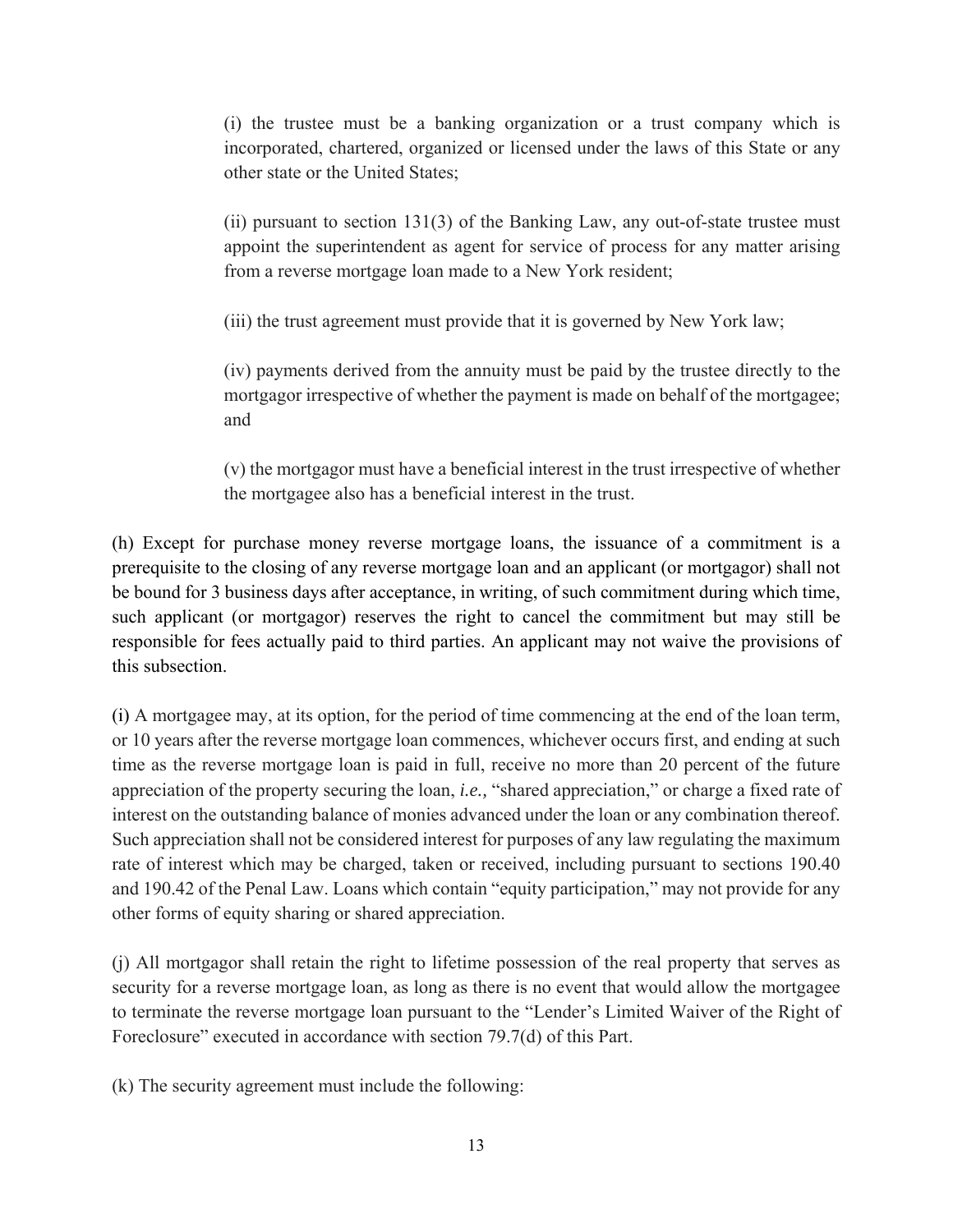(i) the trustee must be a banking organization or a trust company which is incorporated, chartered, organized or licensed under the laws of this State or any other state or the United States;

(ii) pursuant to section 131(3) of the Banking Law, any out-of-state trustee must appoint the superintendent as agent for service of process for any matter arising from a reverse mortgage loan made to a New York resident;

(iii) the trust agreement must provide that it is governed by New York law;

(iv) payments derived from the annuity must be paid by the trustee directly to the mortgagor irrespective of whether the payment is made on behalf of the mortgagee; and

(v) the mortgagor must have a beneficial interest in the trust irrespective of whether the mortgagee also has a beneficial interest in the trust.

(h) Except for purchase money reverse mortgage loans, the issuance of a commitment is a prerequisite to the closing of any reverse mortgage loan and an applicant (or mortgagor) shall not be bound for 3 business days after acceptance, in writing, of such commitment during which time, such applicant (or mortgagor) reserves the right to cancel the commitment but may still be responsible for fees actually paid to third parties. An applicant may not waive the provisions of this subsection.

(i) A mortgagee may, at its option, for the period of time commencing at the end of the loan term, or 10 years after the reverse mortgage loan commences, whichever occurs first, and ending at such time as the reverse mortgage loan is paid in full, receive no more than 20 percent of the future appreciation of the property securing the loan, *i.e.,* "shared appreciation," or charge a fixed rate of interest on the outstanding balance of monies advanced under the loan or any combination thereof. Such appreciation shall not be considered interest for purposes of any law regulating the maximum rate of interest which may be charged, taken or received, including pursuant to sections 190.40 and 190.42 of the Penal Law. Loans which contain "equity participation," may not provide for any other forms of equity sharing or shared appreciation.

(j) All mortgagor shall retain the right to lifetime possession of the real property that serves as security for a reverse mortgage loan, as long as there is no event that would allow the mortgagee to terminate the reverse mortgage loan pursuant to the "Lender's Limited Waiver of the Right of Foreclosure" executed in accordance with section 79.7(d) of this Part.

(k) The security agreement must include the following: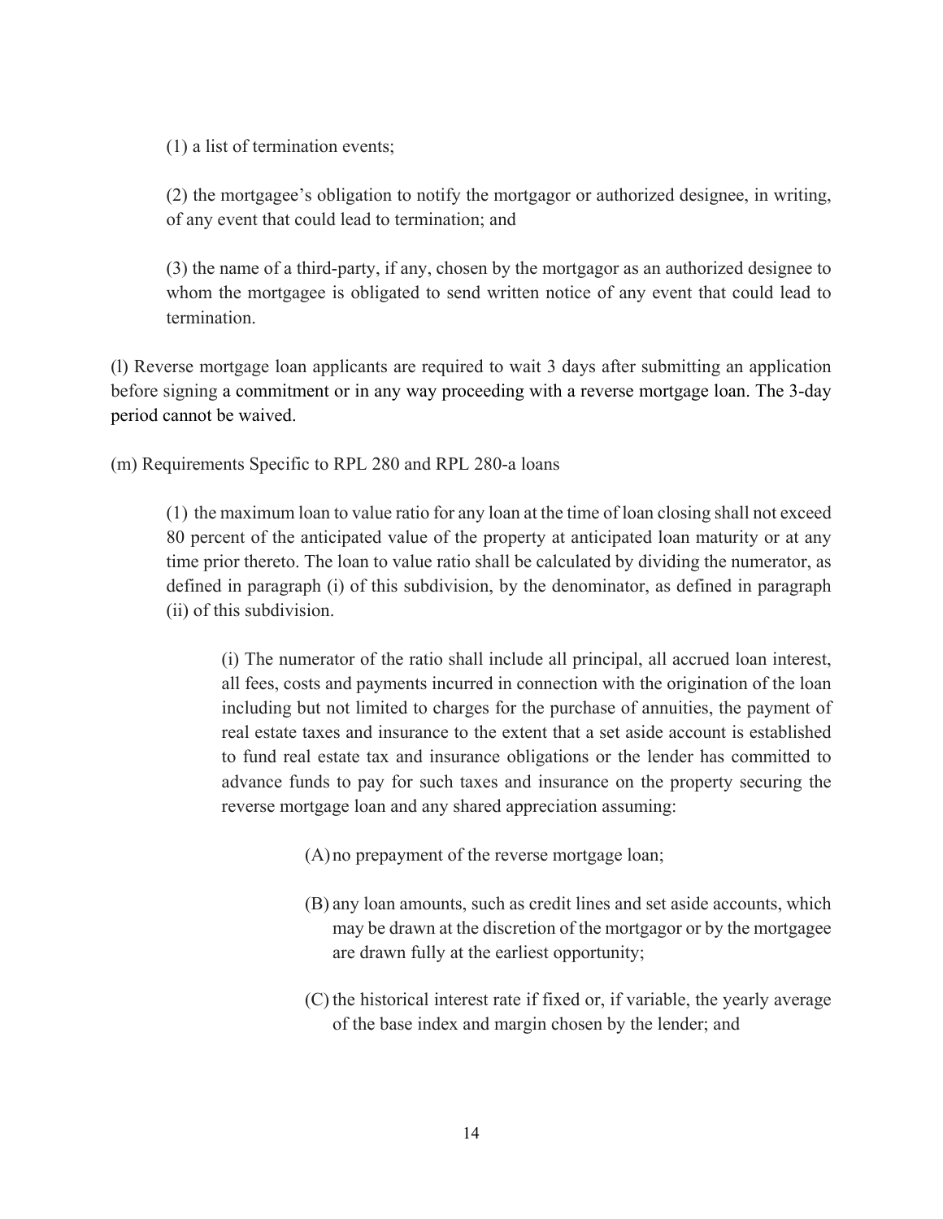(1) a list of termination events;

(2) the mortgagee's obligation to notify the mortgagor or authorized designee, in writing, of any event that could lead to termination; and

(3) the name of a third-party, if any, chosen by the mortgagor as an authorized designee to whom the mortgagee is obligated to send written notice of any event that could lead to termination.

(l) Reverse mortgage loan applicants are required to wait 3 days after submitting an application before signing a commitment or in any way proceeding with a reverse mortgage loan. The 3-day period cannot be waived.

(m) Requirements Specific to RPL 280 and RPL 280-a loans

(1) the maximum loan to value ratio for any loan at the time of loan closing shall not exceed 80 percent of the anticipated value of the property at anticipated loan maturity or at any time prior thereto. The loan to value ratio shall be calculated by dividing the numerator, as defined in paragraph (i) of this subdivision, by the denominator, as defined in paragraph (ii) of this subdivision.

(i) The numerator of the ratio shall include all principal, all accrued loan interest, all fees, costs and payments incurred in connection with the origination of the loan including but not limited to charges for the purchase of annuities, the payment of real estate taxes and insurance to the extent that a set aside account is established to fund real estate tax and insurance obligations or the lender has committed to advance funds to pay for such taxes and insurance on the property securing the reverse mortgage loan and any shared appreciation assuming:

(A) no prepayment of the reverse mortgage loan;

(B) any loan amounts, such as credit lines and set aside accounts, which may be drawn at the discretion of the mortgagor or by the mortgagee are drawn fully at the earliest opportunity;

(C) the historical interest rate if fixed or, if variable, the yearly average of the base index and margin chosen by the lender; and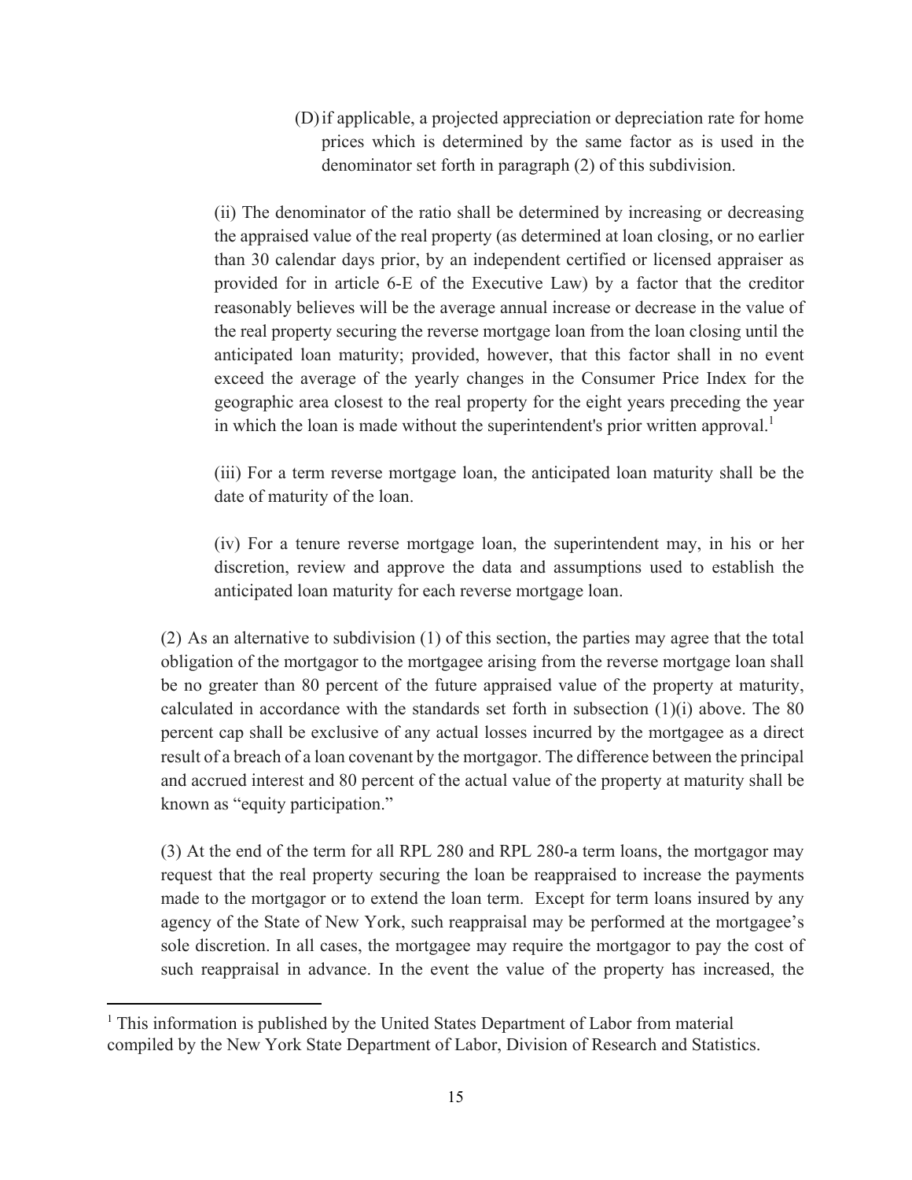(D) if applicable, a projected appreciation or depreciation rate for home prices which is determined by the same factor as is used in the denominator set forth in paragraph (2) of this subdivision.

(ii) The denominator of the ratio shall be determined by increasing or decreasing the appraised value of the real property (as determined at loan closing, or no earlier than 30 calendar days prior, by an independent certified or licensed appraiser as provided for in article 6-E of the Executive Law) by a factor that the creditor reasonably believes will be the average annual increase or decrease in the value of the real property securing the reverse mortgage loan from the loan closing until the anticipated loan maturity; provided, however, that this factor shall in no event exceed the average of the yearly changes in the Consumer Price Index for the geographic area closest to the real property for the eight years preceding the year in which the loan is made without the superintendent's prior written approval.[1]

(iii) For a term reverse mortgage loan, the anticipated loan maturity shall be the date of maturity of the loan.

(iv) For a tenure reverse mortgage loan, the superintendent may, in his or her discretion, review and approve the data and assumptions used to establish the anticipated loan maturity for each reverse mortgage loan.

(2) As an alternative to subdivision (1) of this section, the parties may agree that the total obligation of the mortgagor to the mortgagee arising from the reverse mortgage loan shall be no greater than 80 percent of the future appraised value of the property at maturity, calculated in accordance with the standards set forth in subsection (1)(i) above. The 80 percent cap shall be exclusive of any actual losses incurred by the mortgagee as a direct result of a breach of a loan covenant by the mortgagor. The difference between the principal and accrued interest and 80 percent of the actual value of the property at maturity shall be known as "equity participation."

(3) At the end of the term for all RPL 280 and RPL 280-a term loans, the mortgagor may request that the real property securing the loan be reappraised to increase the payments made to the mortgagor or to extend the loan term. Except for term loans insured by any agency of the State of New York, such reappraisal may be performed at the mortgagee's sole discretion. In all cases, the mortgagee may require the mortgagor to pay the cost of such reappraisal in advance. In the event the value of the property has increased, the

---

[1] This information is published by the United States Department of Labor from material compiled by the New York State Department of Labor, Division of Research and Statistics.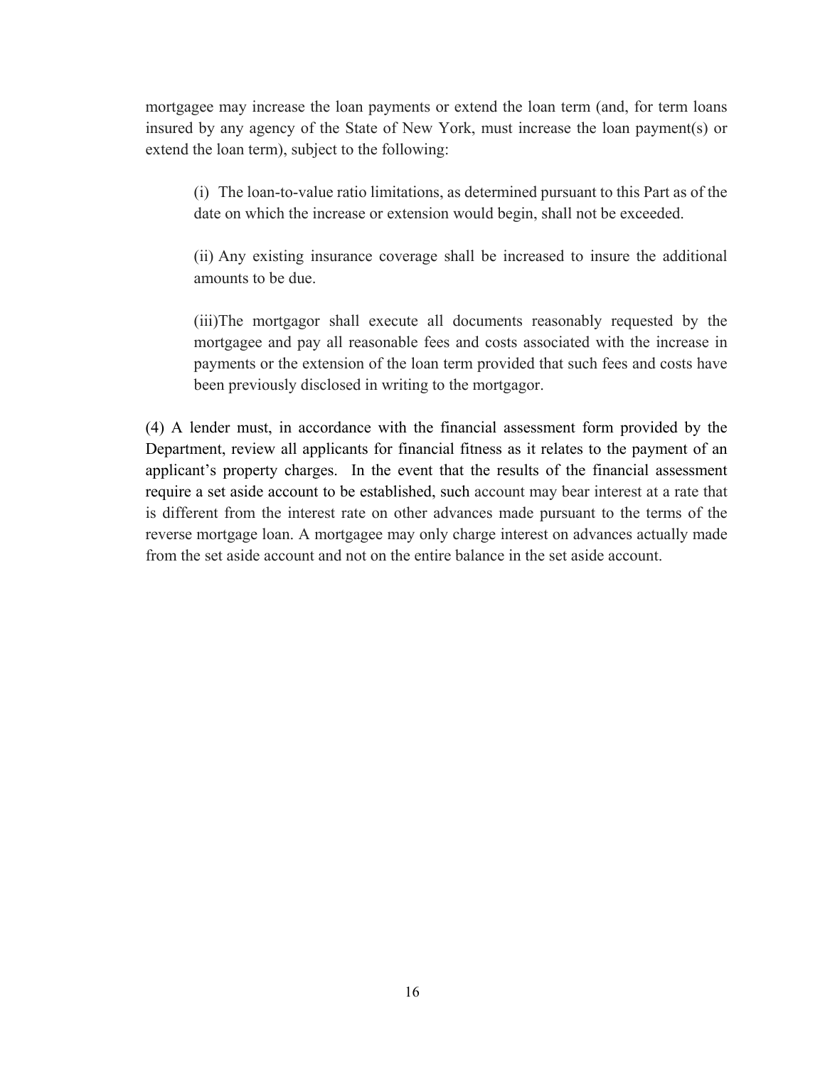mortgagee may increase the loan payments or extend the loan term (and, for term loans insured by any agency of the State of New York, must increase the loan payment(s) or extend the loan term), subject to the following:

> (i) The loan-to-value ratio limitations, as determined pursuant to this Part as of the date on which the increase or extension would begin, shall not be exceeded.
>
> (ii) Any existing insurance coverage shall be increased to insure the additional amounts to be due.
>
> (iii)The mortgagor shall execute all documents reasonably requested by the mortgagee and pay all reasonable fees and costs associated with the increase in payments or the extension of the loan term provided that such fees and costs have been previously disclosed in writing to the mortgagor.

(4) A lender must, in accordance with the financial assessment form provided by the Department, review all applicants for financial fitness as it relates to the payment of an applicant's property charges. In the event that the results of the financial assessment require a set aside account to be established, such account may bear interest at a rate that is different from the interest rate on other advances made pursuant to the terms of the reverse mortgage loan. A mortgagee may only charge interest on advances actually made from the set aside account and not on the entire balance in the set aside account.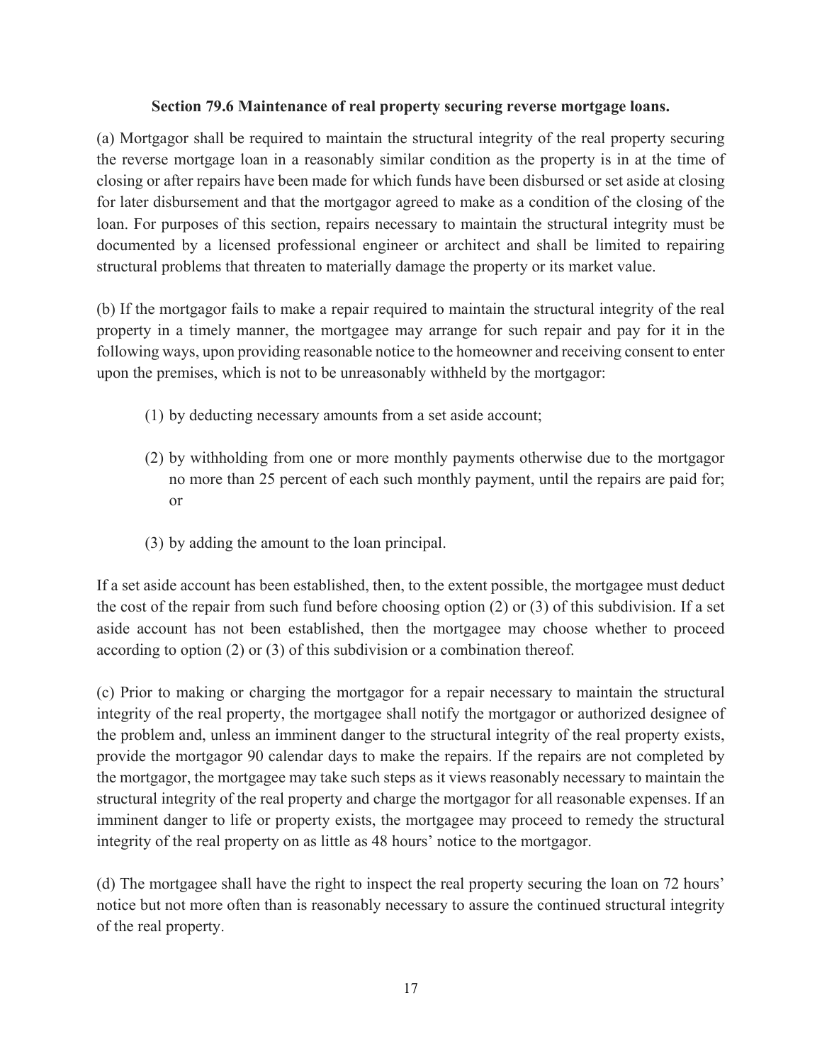### Section 79.6 Maintenance of real property securing reverse mortgage loans.

(a) Mortgagor shall be required to maintain the structural integrity of the real property securing the reverse mortgage loan in a reasonably similar condition as the property is in at the time of closing or after repairs have been made for which funds have been disbursed or set aside at closing for later disbursement and that the mortgagor agreed to make as a condition of the closing of the loan. For purposes of this section, repairs necessary to maintain the structural integrity must be documented by a licensed professional engineer or architect and shall be limited to repairing structural problems that threaten to materially damage the property or its market value.

(b) If the mortgagor fails to make a repair required to maintain the structural integrity of the real property in a timely manner, the mortgagee may arrange for such repair and pay for it in the following ways, upon providing reasonable notice to the homeowner and receiving consent to enter upon the premises, which is not to be unreasonably withheld by the mortgagor:

(1) by deducting necessary amounts from a set aside account;

(2) by withholding from one or more monthly payments otherwise due to the mortgagor no more than 25 percent of each such monthly payment, until the repairs are paid for; or

(3) by adding the amount to the loan principal.

If a set aside account has been established, then, to the extent possible, the mortgagee must deduct the cost of the repair from such fund before choosing option (2) or (3) of this subdivision. If a set aside account has not been established, then the mortgagee may choose whether to proceed according to option (2) or (3) of this subdivision or a combination thereof.

(c) Prior to making or charging the mortgagor for a repair necessary to maintain the structural integrity of the real property, the mortgagee shall notify the mortgagor or authorized designee of the problem and, unless an imminent danger to the structural integrity of the real property exists, provide the mortgagor 90 calendar days to make the repairs. If the repairs are not completed by the mortgagor, the mortgagee may take such steps as it views reasonably necessary to maintain the structural integrity of the real property and charge the mortgagor for all reasonable expenses. If an imminent danger to life or property exists, the mortgagee may proceed to remedy the structural integrity of the real property on as little as 48 hours' notice to the mortgagor.

(d) The mortgagee shall have the right to inspect the real property securing the loan on 72 hours' notice but not more often than is reasonably necessary to assure the continued structural integrity of the real property.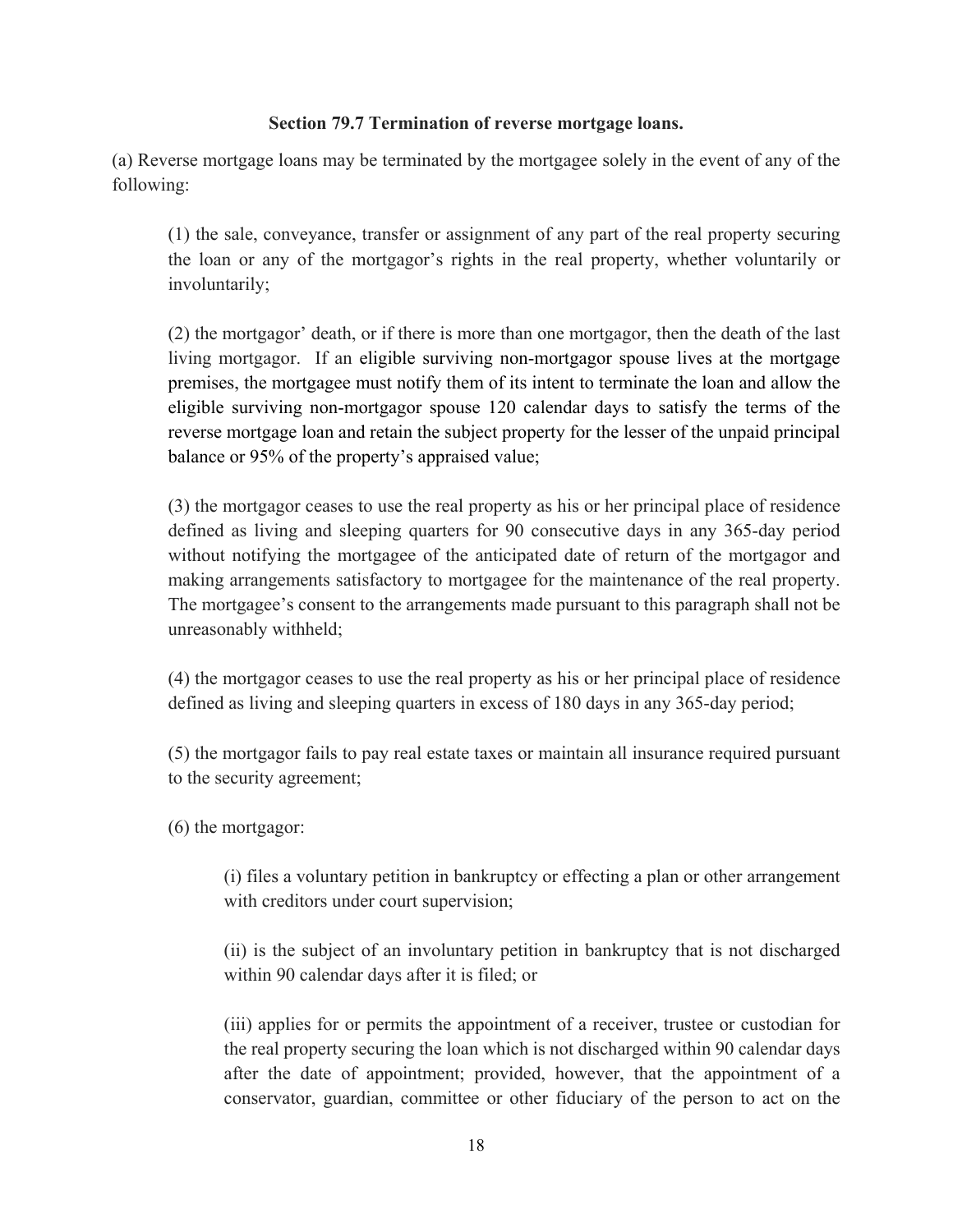**Section 79.7 Termination of reverse mortgage loans.**

(a) Reverse mortgage loans may be terminated by the mortgagee solely in the event of any of the following:

(1) the sale, conveyance, transfer or assignment of any part of the real property securing the loan or any of the mortgagor's rights in the real property, whether voluntarily or involuntarily;

(2) the mortgagor' death, or if there is more than one mortgagor, then the death of the last living mortgagor. If an eligible surviving non-mortgagor spouse lives at the mortgage premises, the mortgagee must notify them of its intent to terminate the loan and allow the eligible surviving non-mortgagor spouse 120 calendar days to satisfy the terms of the reverse mortgage loan and retain the subject property for the lesser of the unpaid principal balance or 95% of the property's appraised value;

(3) the mortgagor ceases to use the real property as his or her principal place of residence defined as living and sleeping quarters for 90 consecutive days in any 365-day period without notifying the mortgagee of the anticipated date of return of the mortgagor and making arrangements satisfactory to mortgagee for the maintenance of the real property. The mortgagee's consent to the arrangements made pursuant to this paragraph shall not be unreasonably withheld;

(4) the mortgagor ceases to use the real property as his or her principal place of residence defined as living and sleeping quarters in excess of 180 days in any 365-day period;

(5) the mortgagor fails to pay real estate taxes or maintain all insurance required pursuant to the security agreement;

(6) the mortgagor:

(i) files a voluntary petition in bankruptcy or effecting a plan or other arrangement with creditors under court supervision;

(ii) is the subject of an involuntary petition in bankruptcy that is not discharged within 90 calendar days after it is filed; or

(iii) applies for or permits the appointment of a receiver, trustee or custodian for the real property securing the loan which is not discharged within 90 calendar days after the date of appointment; provided, however, that the appointment of a conservator, guardian, committee or other fiduciary of the person to act on the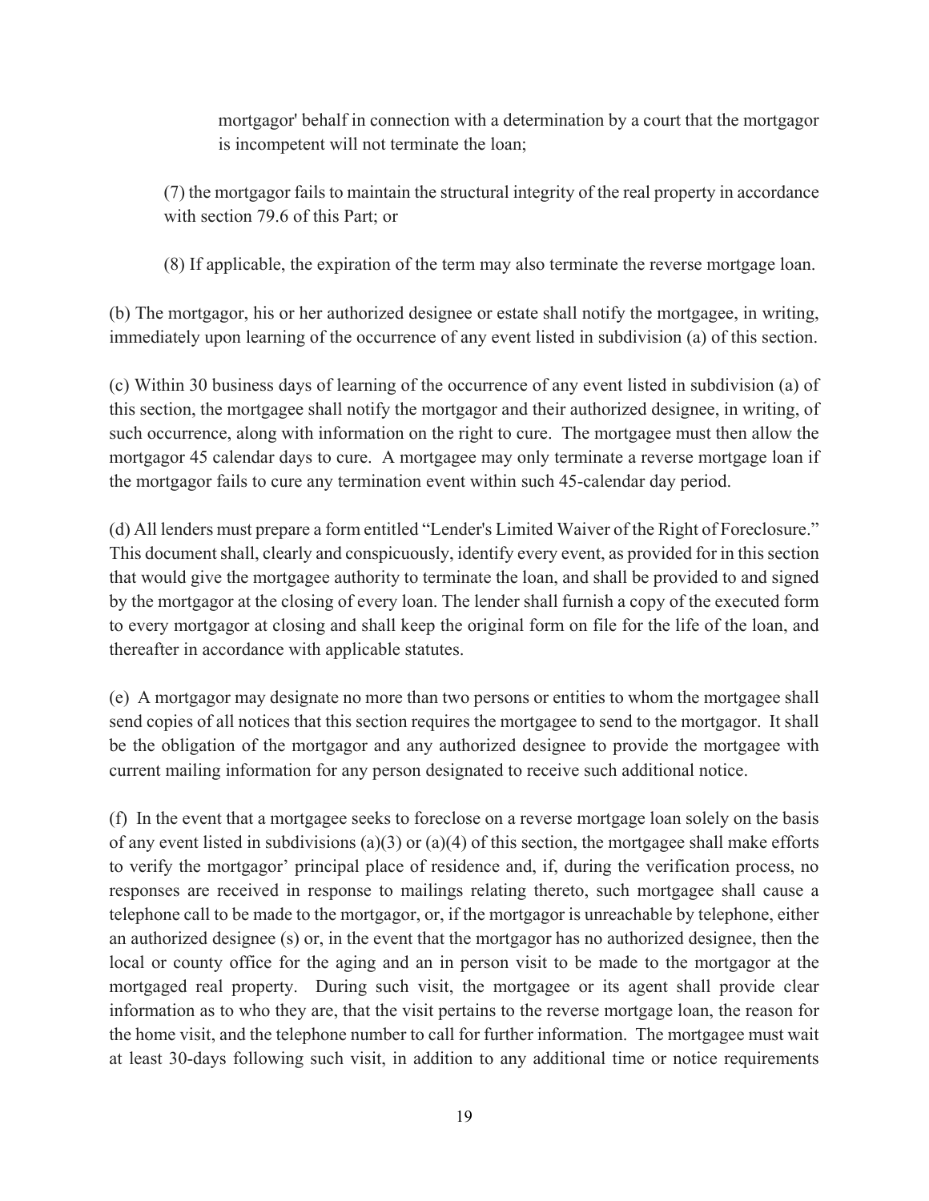mortgagor' behalf in connection with a determination by a court that the mortgagor is incompetent will not terminate the loan;

(7) the mortgagor fails to maintain the structural integrity of the real property in accordance with section 79.6 of this Part; or

(8) If applicable, the expiration of the term may also terminate the reverse mortgage loan.

(b) The mortgagor, his or her authorized designee or estate shall notify the mortgagee, in writing, immediately upon learning of the occurrence of any event listed in subdivision (a) of this section.

(c) Within 30 business days of learning of the occurrence of any event listed in subdivision (a) of this section, the mortgagee shall notify the mortgagor and their authorized designee, in writing, of such occurrence, along with information on the right to cure. The mortgagee must then allow the mortgagor 45 calendar days to cure. A mortgagee may only terminate a reverse mortgage loan if the mortgagor fails to cure any termination event within such 45-calendar day period.

(d) All lenders must prepare a form entitled "Lender's Limited Waiver of the Right of Foreclosure." This document shall, clearly and conspicuously, identify every event, as provided for in this section that would give the mortgagee authority to terminate the loan, and shall be provided to and signed by the mortgagor at the closing of every loan. The lender shall furnish a copy of the executed form to every mortgagor at closing and shall keep the original form on file for the life of the loan, and thereafter in accordance with applicable statutes.

(e) A mortgagor may designate no more than two persons or entities to whom the mortgagee shall send copies of all notices that this section requires the mortgagee to send to the mortgagor. It shall be the obligation of the mortgagor and any authorized designee to provide the mortgagee with current mailing information for any person designated to receive such additional notice.

(f) In the event that a mortgagee seeks to foreclose on a reverse mortgage loan solely on the basis of any event listed in subdivisions (a)(3) or (a)(4) of this section, the mortgagee shall make efforts to verify the mortgagor' principal place of residence and, if, during the verification process, no responses are received in response to mailings relating thereto, such mortgagee shall cause a telephone call to be made to the mortgagor, or, if the mortgagor is unreachable by telephone, either an authorized designee (s) or, in the event that the mortgagor has no authorized designee, then the local or county office for the aging and an in person visit to be made to the mortgagor at the mortgaged real property. During such visit, the mortgagee or its agent shall provide clear information as to who they are, that the visit pertains to the reverse mortgage loan, the reason for the home visit, and the telephone number to call for further information. The mortgagee must wait at least 30-days following such visit, in addition to any additional time or notice requirements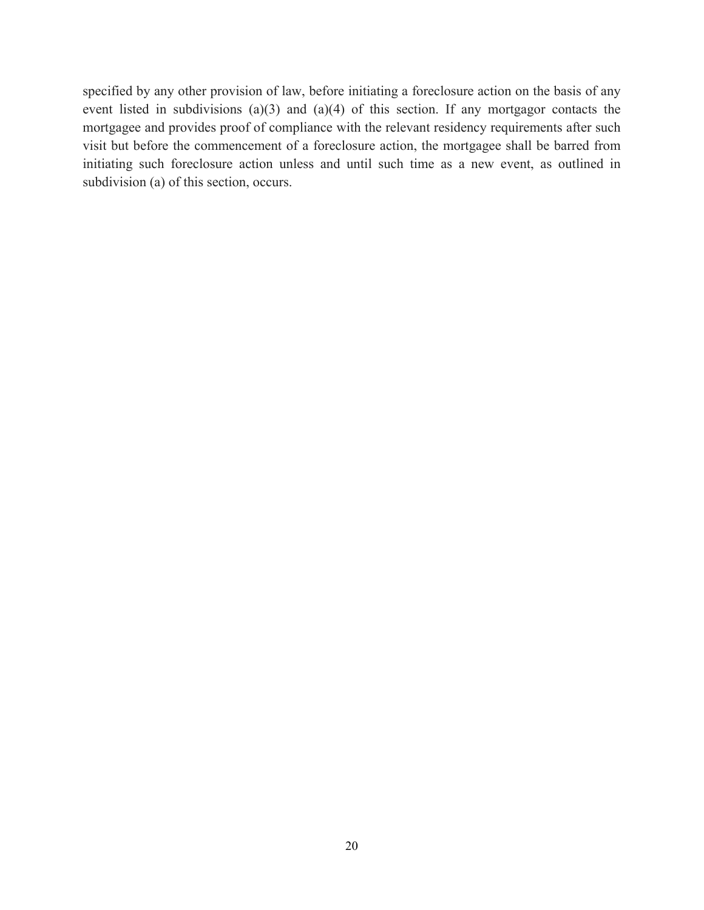specified by any other provision of law, before initiating a foreclosure action on the basis of any event listed in subdivisions (a)(3) and (a)(4) of this section. If any mortgagor contacts the mortgagee and provides proof of compliance with the relevant residency requirements after such visit but before the commencement of a foreclosure action, the mortgagee shall be barred from initiating such foreclosure action unless and until such time as a new event, as outlined in subdivision (a) of this section, occurs.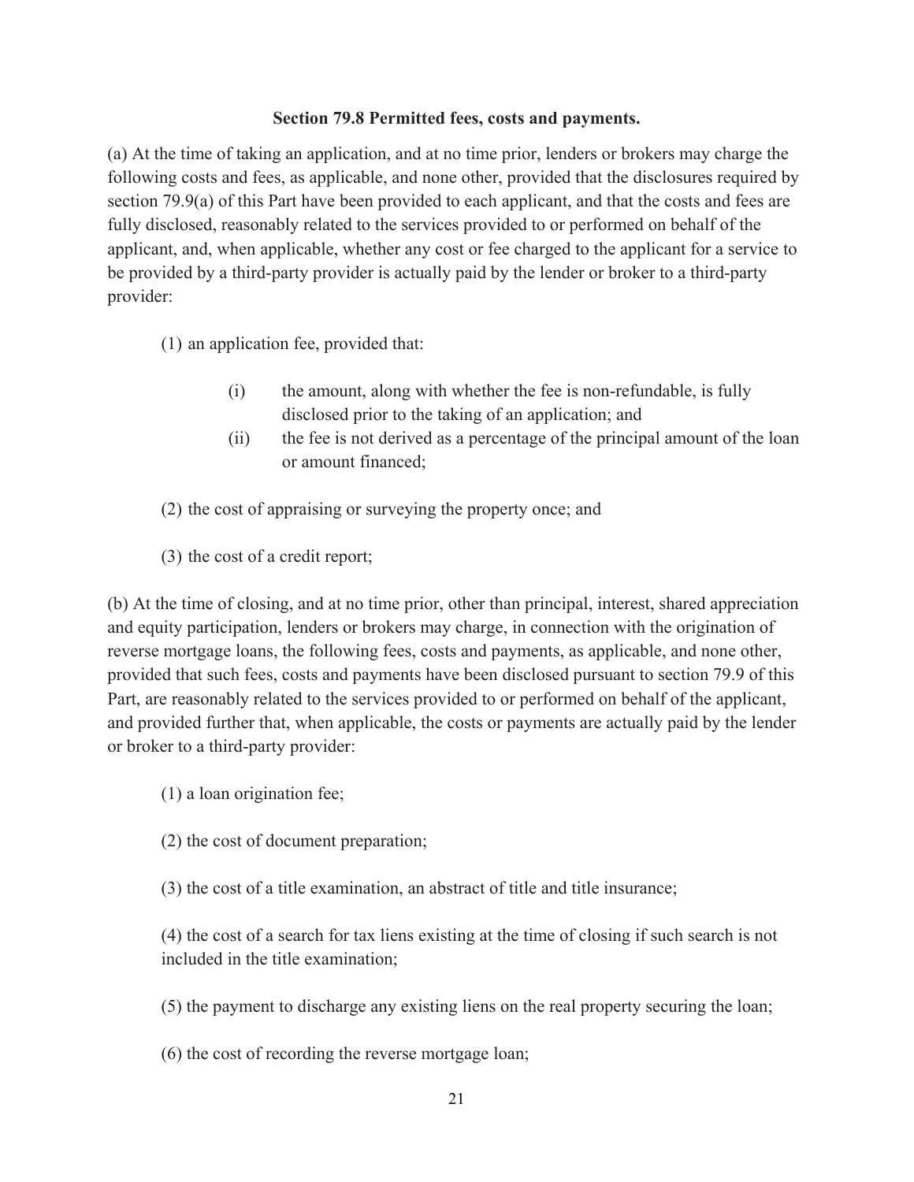**Section 79.8 Permitted fees, costs and payments.**

(a) At the time of taking an application, and at no time prior, lenders or brokers may charge the following costs and fees, as applicable, and none other, provided that the disclosures required by section 79.9(a) of this Part have been provided to each applicant, and that the costs and fees are fully disclosed, reasonably related to the services provided to or performed on behalf of the applicant, and, when applicable, whether any cost or fee charged to the applicant for a service to be provided by a third-party provider is actually paid by the lender or broker to a third-party provider:

(1) an application fee, provided that:

(i) the amount, along with whether the fee is non-refundable, is fully disclosed prior to the taking of an application; and

(ii) the fee is not derived as a percentage of the principal amount of the loan or amount financed;

(2) the cost of appraising or surveying the property once; and

(3) the cost of a credit report;

(b) At the time of closing, and at no time prior, other than principal, interest, shared appreciation and equity participation, lenders or brokers may charge, in connection with the origination of reverse mortgage loans, the following fees, costs and payments, as applicable, and none other, provided that such fees, costs and payments have been disclosed pursuant to section 79.9 of this Part, are reasonably related to the services provided to or performed on behalf of the applicant, and provided further that, when applicable, the costs or payments are actually paid by the lender or broker to a third-party provider:

(1) a loan origination fee;

(2) the cost of document preparation;

(3) the cost of a title examination, an abstract of title and title insurance;

(4) the cost of a search for tax liens existing at the time of closing if such search is not included in the title examination;

(5) the payment to discharge any existing liens on the real property securing the loan;

(6) the cost of recording the reverse mortgage loan;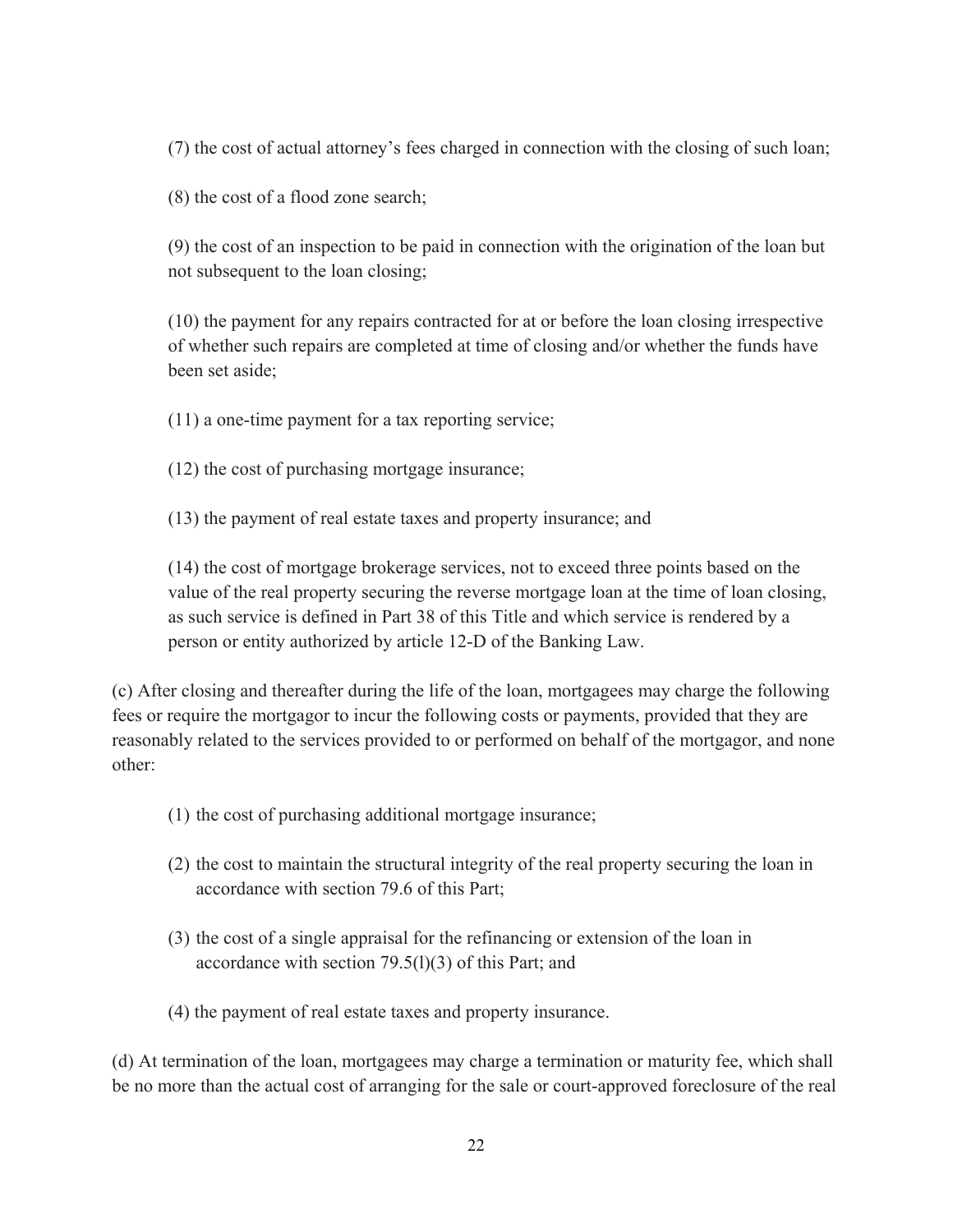(7) the cost of actual attorney's fees charged in connection with the closing of such loan;

(8) the cost of a flood zone search;

(9) the cost of an inspection to be paid in connection with the origination of the loan but not subsequent to the loan closing;

(10) the payment for any repairs contracted for at or before the loan closing irrespective of whether such repairs are completed at time of closing and/or whether the funds have been set aside;

(11) a one-time payment for a tax reporting service;

(12) the cost of purchasing mortgage insurance;

(13) the payment of real estate taxes and property insurance; and

(14) the cost of mortgage brokerage services, not to exceed three points based on the value of the real property securing the reverse mortgage loan at the time of loan closing, as such service is defined in Part 38 of this Title and which service is rendered by a person or entity authorized by article 12-D of the Banking Law.

(c) After closing and thereafter during the life of the loan, mortgagees may charge the following fees or require the mortgagor to incur the following costs or payments, provided that they are reasonably related to the services provided to or performed on behalf of the mortgagor, and none other:

(1) the cost of purchasing additional mortgage insurance;

(2) the cost to maintain the structural integrity of the real property securing the loan in accordance with section 79.6 of this Part;

(3) the cost of a single appraisal for the refinancing or extension of the loan in accordance with section 79.5(l)(3) of this Part; and

(4) the payment of real estate taxes and property insurance.

(d) At termination of the loan, mortgagees may charge a termination or maturity fee, which shall be no more than the actual cost of arranging for the sale or court-approved foreclosure of the real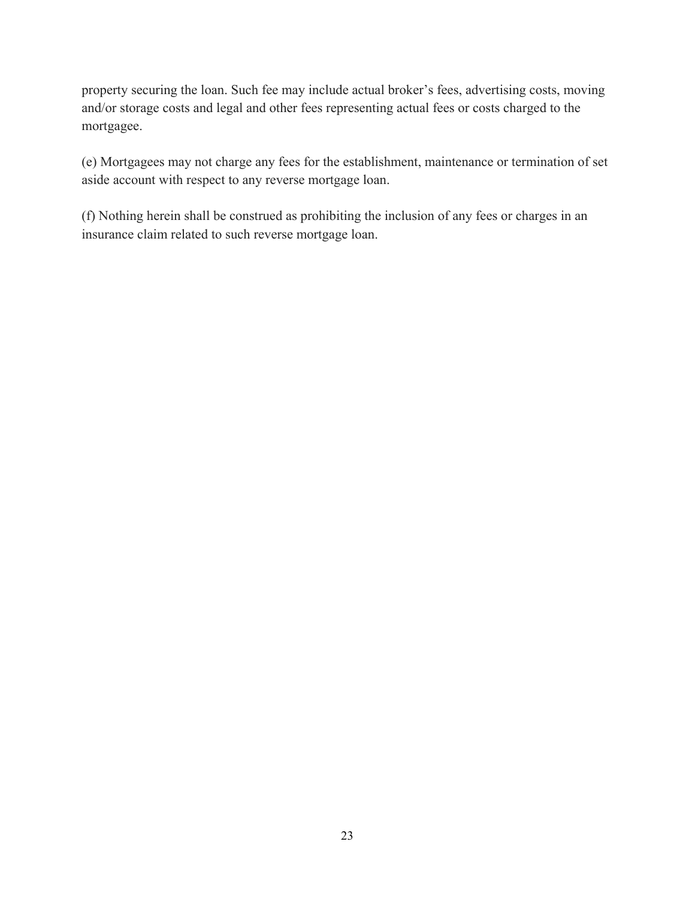property securing the loan. Such fee may include actual broker's fees, advertising costs, moving and/or storage costs and legal and other fees representing actual fees or costs charged to the mortgagee.

(e) Mortgagees may not charge any fees for the establishment, maintenance or termination of set aside account with respect to any reverse mortgage loan.

(f) Nothing herein shall be construed as prohibiting the inclusion of any fees or charges in an insurance claim related to such reverse mortgage loan.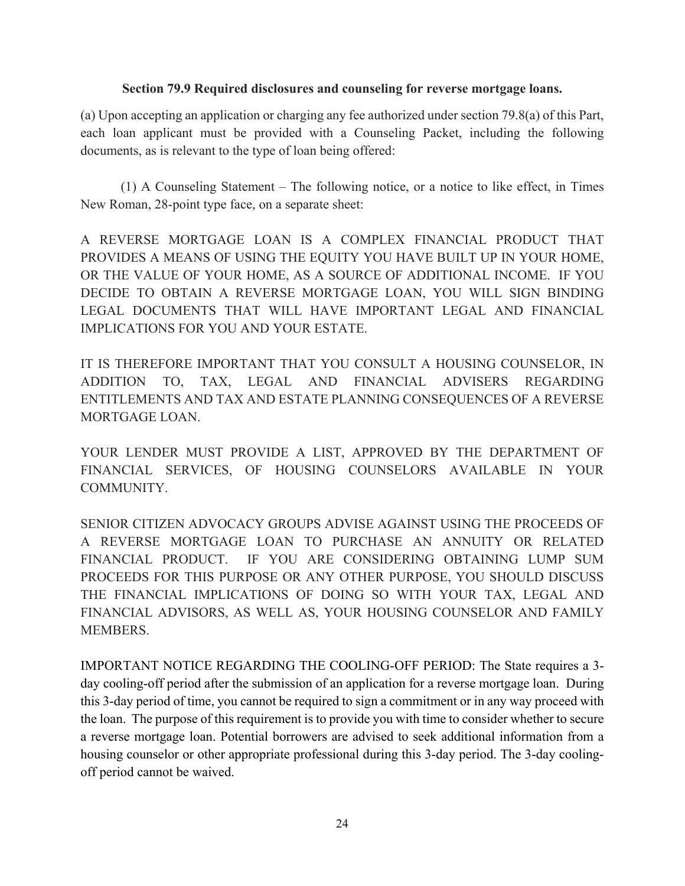**Section 79.9 Required disclosures and counseling for reverse mortgage loans.**

(a) Upon accepting an application or charging any fee authorized under section 79.8(a) of this Part, each loan applicant must be provided with a Counseling Packet, including the following documents, as is relevant to the type of loan being offered:

(1) A Counseling Statement – The following notice, or a notice to like effect, in Times New Roman, 28-point type face, on a separate sheet:

A REVERSE MORTGAGE LOAN IS A COMPLEX FINANCIAL PRODUCT THAT PROVIDES A MEANS OF USING THE EQUITY YOU HAVE BUILT UP IN YOUR HOME, OR THE VALUE OF YOUR HOME, AS A SOURCE OF ADDITIONAL INCOME. IF YOU DECIDE TO OBTAIN A REVERSE MORTGAGE LOAN, YOU WILL SIGN BINDING LEGAL DOCUMENTS THAT WILL HAVE IMPORTANT LEGAL AND FINANCIAL IMPLICATIONS FOR YOU AND YOUR ESTATE.

IT IS THEREFORE IMPORTANT THAT YOU CONSULT A HOUSING COUNSELOR, IN ADDITION TO, TAX, LEGAL AND FINANCIAL ADVISERS REGARDING ENTITLEMENTS AND TAX AND ESTATE PLANNING CONSEQUENCES OF A REVERSE MORTGAGE LOAN.

YOUR LENDER MUST PROVIDE A LIST, APPROVED BY THE DEPARTMENT OF FINANCIAL SERVICES, OF HOUSING COUNSELORS AVAILABLE IN YOUR COMMUNITY.

SENIOR CITIZEN ADVOCACY GROUPS ADVISE AGAINST USING THE PROCEEDS OF A REVERSE MORTGAGE LOAN TO PURCHASE AN ANNUITY OR RELATED FINANCIAL PRODUCT. IF YOU ARE CONSIDERING OBTAINING LUMP SUM PROCEEDS FOR THIS PURPOSE OR ANY OTHER PURPOSE, YOU SHOULD DISCUSS THE FINANCIAL IMPLICATIONS OF DOING SO WITH YOUR TAX, LEGAL AND FINANCIAL ADVISORS, AS WELL AS, YOUR HOUSING COUNSELOR AND FAMILY MEMBERS.

IMPORTANT NOTICE REGARDING THE COOLING-OFF PERIOD: The State requires a 3-day cooling-off period after the submission of an application for a reverse mortgage loan. During this 3-day period of time, you cannot be required to sign a commitment or in any way proceed with the loan. The purpose of this requirement is to provide you with time to consider whether to secure a reverse mortgage loan. Potential borrowers are advised to seek additional information from a housing counselor or other appropriate professional during this 3-day period. The 3-day cooling-off period cannot be waived.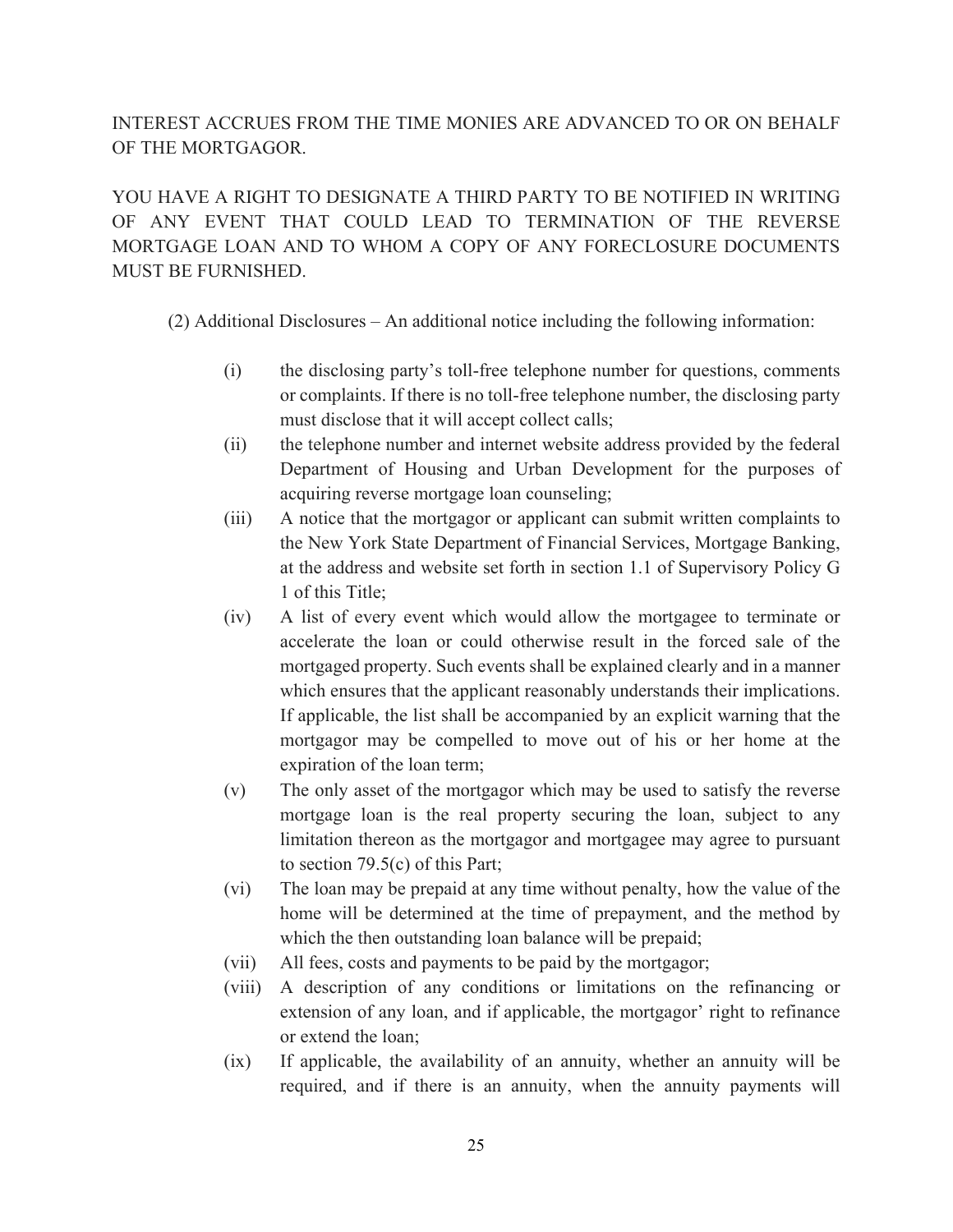INTEREST ACCRUES FROM THE TIME MONIES ARE ADVANCED TO OR ON BEHALF OF THE MORTGAGOR.

YOU HAVE A RIGHT TO DESIGNATE A THIRD PARTY TO BE NOTIFIED IN WRITING OF ANY EVENT THAT COULD LEAD TO TERMINATION OF THE REVERSE MORTGAGE LOAN AND TO WHOM A COPY OF ANY FORECLOSURE DOCUMENTS MUST BE FURNISHED.

(2) Additional Disclosures – An additional notice including the following information:

- (i) the disclosing party's toll-free telephone number for questions, comments or complaints. If there is no toll-free telephone number, the disclosing party must disclose that it will accept collect calls;
- (ii) the telephone number and internet website address provided by the federal Department of Housing and Urban Development for the purposes of acquiring reverse mortgage loan counseling;
- (iii) A notice that the mortgagor or applicant can submit written complaints to the New York State Department of Financial Services, Mortgage Banking, at the address and website set forth in section 1.1 of Supervisory Policy G 1 of this Title;
- (iv) A list of every event which would allow the mortgagee to terminate or accelerate the loan or could otherwise result in the forced sale of the mortgaged property. Such events shall be explained clearly and in a manner which ensures that the applicant reasonably understands their implications. If applicable, the list shall be accompanied by an explicit warning that the mortgagor may be compelled to move out of his or her home at the expiration of the loan term;
- (v) The only asset of the mortgagor which may be used to satisfy the reverse mortgage loan is the real property securing the loan, subject to any limitation thereon as the mortgagor and mortgagee may agree to pursuant to section 79.5(c) of this Part;
- (vi) The loan may be prepaid at any time without penalty, how the value of the home will be determined at the time of prepayment, and the method by which the then outstanding loan balance will be prepaid;
- (vii) All fees, costs and payments to be paid by the mortgagor;
- (viii) A description of any conditions or limitations on the refinancing or extension of any loan, and if applicable, the mortgagor' right to refinance or extend the loan;
- (ix) If applicable, the availability of an annuity, whether an annuity will be required, and if there is an annuity, when the annuity payments will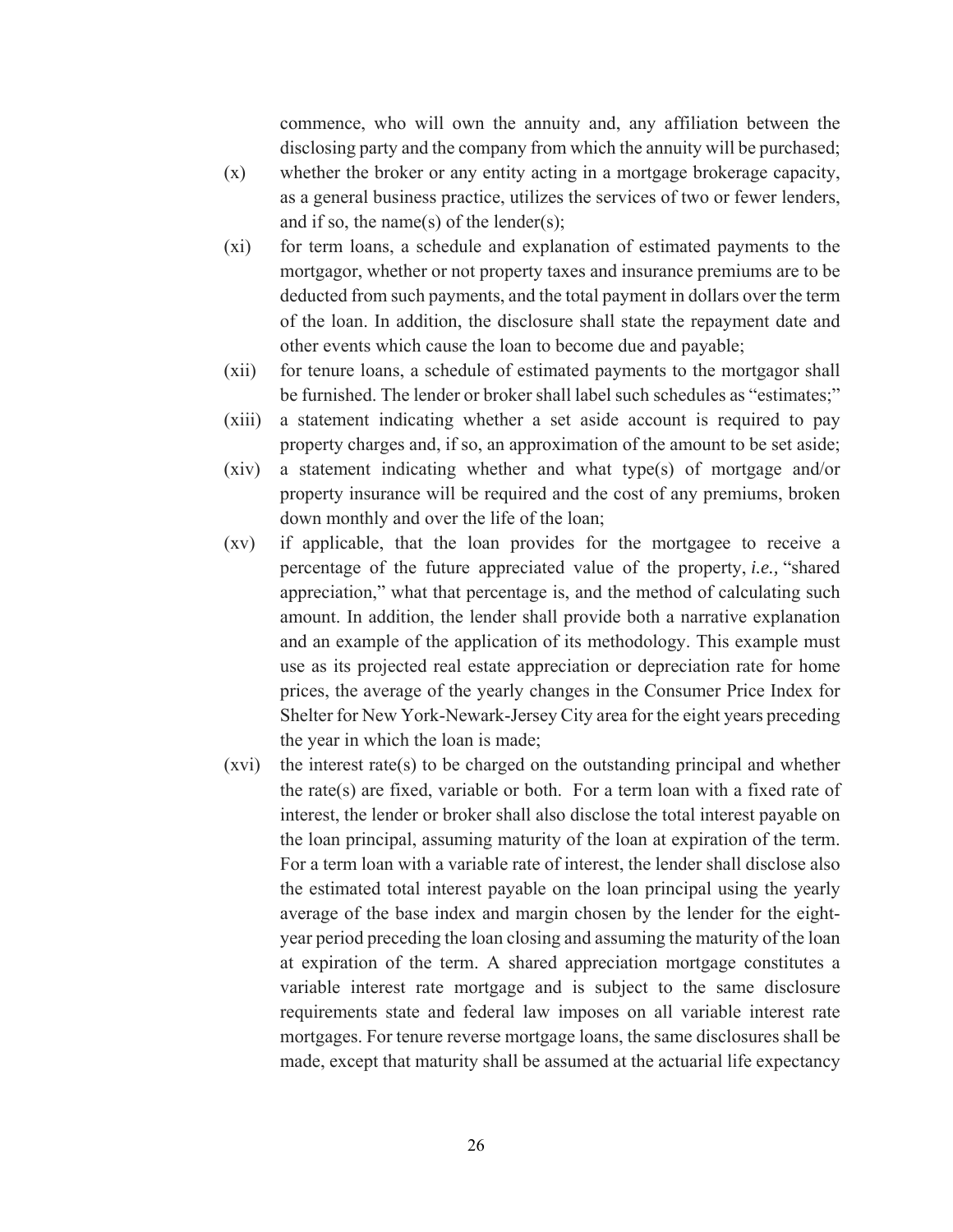commence, who will own the annuity and, any affiliation between the disclosing party and the company from which the annuity will be purchased;

(x) whether the broker or any entity acting in a mortgage brokerage capacity, as a general business practice, utilizes the services of two or fewer lenders, and if so, the name(s) of the lender(s);

(xi) for term loans, a schedule and explanation of estimated payments to the mortgagor, whether or not property taxes and insurance premiums are to be deducted from such payments, and the total payment in dollars over the term of the loan. In addition, the disclosure shall state the repayment date and other events which cause the loan to become due and payable;

(xii) for tenure loans, a schedule of estimated payments to the mortgagor shall be furnished. The lender or broker shall label such schedules as "estimates;"

(xiii) a statement indicating whether a set aside account is required to pay property charges and, if so, an approximation of the amount to be set aside;

(xiv) a statement indicating whether and what type(s) of mortgage and/or property insurance will be required and the cost of any premiums, broken down monthly and over the life of the loan;

(xv) if applicable, that the loan provides for the mortgagee to receive a percentage of the future appreciated value of the property, *i.e.,* "shared appreciation," what that percentage is, and the method of calculating such amount. In addition, the lender shall provide both a narrative explanation and an example of the application of its methodology. This example must use as its projected real estate appreciation or depreciation rate for home prices, the average of the yearly changes in the Consumer Price Index for Shelter for New York-Newark-Jersey City area for the eight years preceding the year in which the loan is made;

(xvi) the interest rate(s) to be charged on the outstanding principal and whether the rate(s) are fixed, variable or both. For a term loan with a fixed rate of interest, the lender or broker shall also disclose the total interest payable on the loan principal, assuming maturity of the loan at expiration of the term. For a term loan with a variable rate of interest, the lender shall disclose also the estimated total interest payable on the loan principal using the yearly average of the base index and margin chosen by the lender for the eight-year period preceding the loan closing and assuming the maturity of the loan at expiration of the term. A shared appreciation mortgage constitutes a variable interest rate mortgage and is subject to the same disclosure requirements state and federal law imposes on all variable interest rate mortgages. For tenure reverse mortgage loans, the same disclosures shall be made, except that maturity shall be assumed at the actuarial life expectancy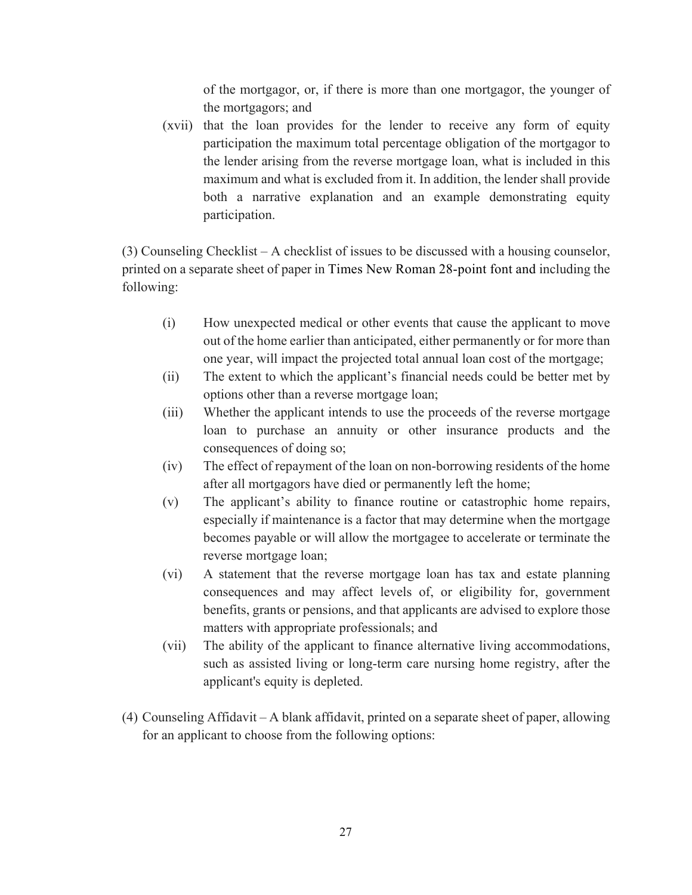of the mortgagor, or, if there is more than one mortgagor, the younger of the mortgagors; and

(xvii) that the loan provides for the lender to receive any form of equity participation the maximum total percentage obligation of the mortgagor to the lender arising from the reverse mortgage loan, what is included in this maximum and what is excluded from it. In addition, the lender shall provide both a narrative explanation and an example demonstrating equity participation.

(3) Counseling Checklist – A checklist of issues to be discussed with a housing counselor, printed on a separate sheet of paper in Times New Roman 28-point font and including the following:

(i) How unexpected medical or other events that cause the applicant to move out of the home earlier than anticipated, either permanently or for more than one year, will impact the projected total annual loan cost of the mortgage;

(ii) The extent to which the applicant's financial needs could be better met by options other than a reverse mortgage loan;

(iii) Whether the applicant intends to use the proceeds of the reverse mortgage loan to purchase an annuity or other insurance products and the consequences of doing so;

(iv) The effect of repayment of the loan on non-borrowing residents of the home after all mortgagors have died or permanently left the home;

(v) The applicant's ability to finance routine or catastrophic home repairs, especially if maintenance is a factor that may determine when the mortgage becomes payable or will allow the mortgagee to accelerate or terminate the reverse mortgage loan;

(vi) A statement that the reverse mortgage loan has tax and estate planning consequences and may affect levels of, or eligibility for, government benefits, grants or pensions, and that applicants are advised to explore those matters with appropriate professionals; and

(vii) The ability of the applicant to finance alternative living accommodations, such as assisted living or long-term care nursing home registry, after the applicant's equity is depleted.

(4) Counseling Affidavit – A blank affidavit, printed on a separate sheet of paper, allowing for an applicant to choose from the following options: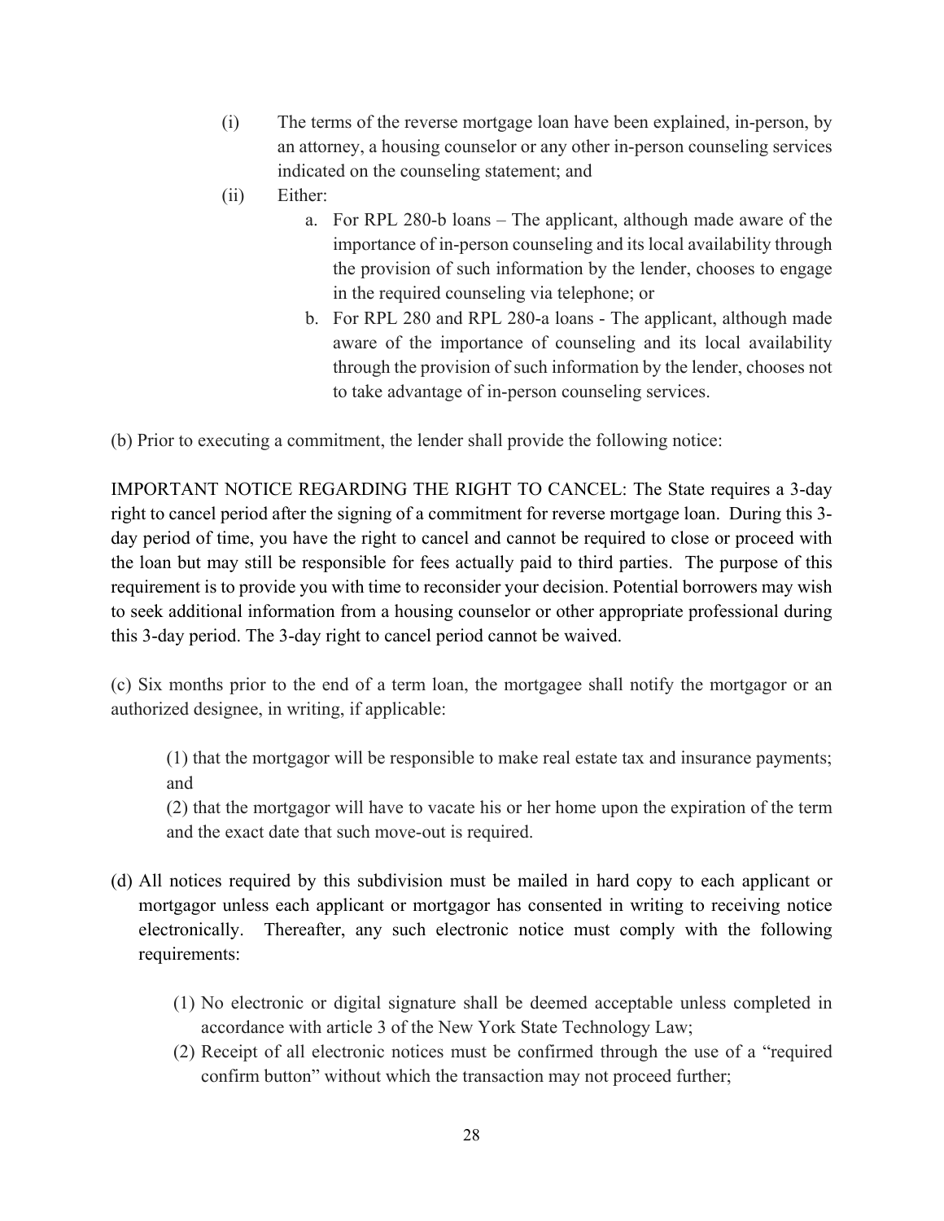(i) The terms of the reverse mortgage loan have been explained, in-person, by an attorney, a housing counselor or any other in-person counseling services indicated on the counseling statement; and

(ii) Either:

   a. For RPL 280-b loans – The applicant, although made aware of the importance of in-person counseling and its local availability through the provision of such information by the lender, chooses to engage in the required counseling via telephone; or

   b. For RPL 280 and RPL 280-a loans - The applicant, although made aware of the importance of counseling and its local availability through the provision of such information by the lender, chooses not to take advantage of in-person counseling services.

(b) Prior to executing a commitment, the lender shall provide the following notice:

IMPORTANT NOTICE REGARDING THE RIGHT TO CANCEL: The State requires a 3-day right to cancel period after the signing of a commitment for reverse mortgage loan. During this 3-day period of time, you have the right to cancel and cannot be required to close or proceed with the loan but may still be responsible for fees actually paid to third parties. The purpose of this requirement is to provide you with time to reconsider your decision. Potential borrowers may wish to seek additional information from a housing counselor or other appropriate professional during this 3-day period. The 3-day right to cancel period cannot be waived.

(c) Six months prior to the end of a term loan, the mortgagee shall notify the mortgagor or an authorized designee, in writing, if applicable:

(1) that the mortgagor will be responsible to make real estate tax and insurance payments; and

(2) that the mortgagor will have to vacate his or her home upon the expiration of the term and the exact date that such move-out is required.

(d) All notices required by this subdivision must be mailed in hard copy to each applicant or mortgagor unless each applicant or mortgagor has consented in writing to receiving notice electronically. Thereafter, any such electronic notice must comply with the following requirements:

(1) No electronic or digital signature shall be deemed acceptable unless completed in accordance with article 3 of the New York State Technology Law;

(2) Receipt of all electronic notices must be confirmed through the use of a "required confirm button" without which the transaction may not proceed further;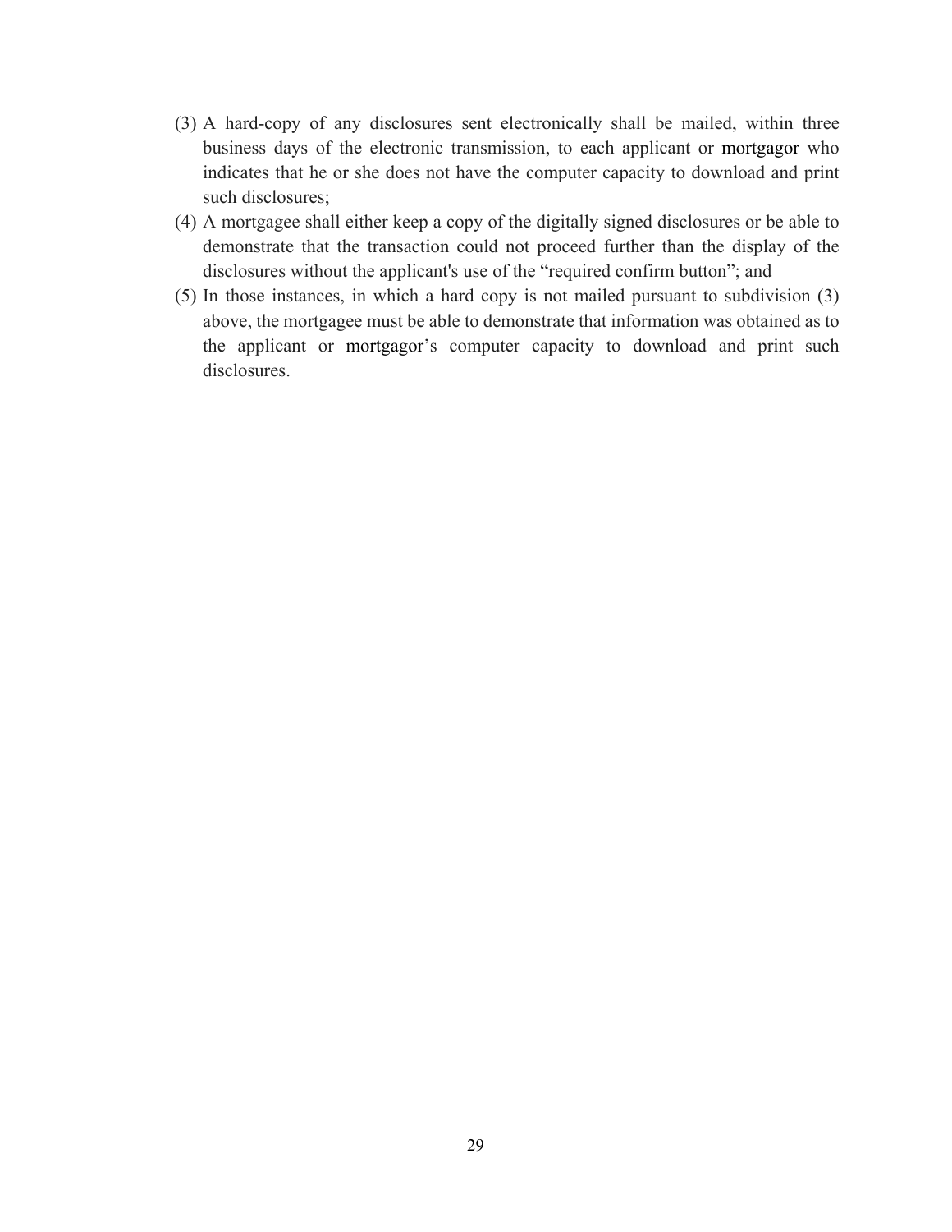(3) A hard-copy of any disclosures sent electronically shall be mailed, within three business days of the electronic transmission, to each applicant or mortgagor who indicates that he or she does not have the computer capacity to download and print such disclosures;

(4) A mortgagee shall either keep a copy of the digitally signed disclosures or be able to demonstrate that the transaction could not proceed further than the display of the disclosures without the applicant's use of the "required confirm button"; and

(5) In those instances, in which a hard copy is not mailed pursuant to subdivision (3) above, the mortgagee must be able to demonstrate that information was obtained as to the applicant or mortgagor's computer capacity to download and print such disclosures.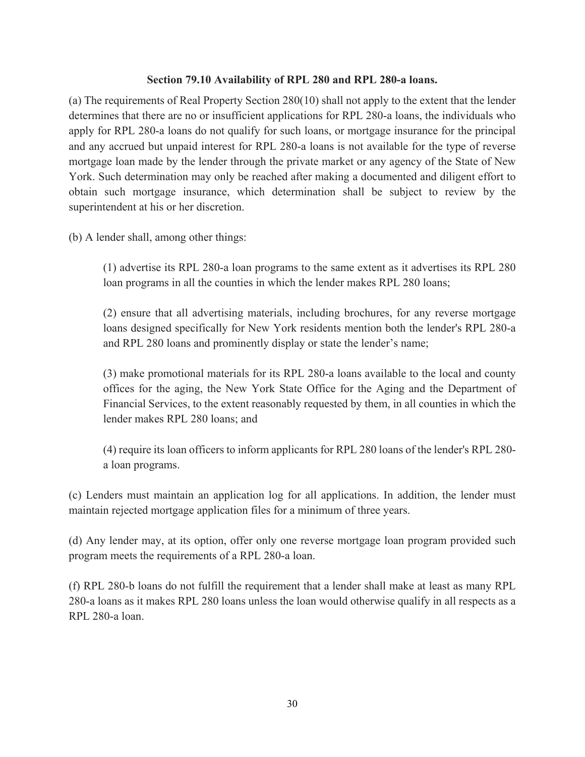### Section 79.10 Availability of RPL 280 and RPL 280-a loans.

(a) The requirements of Real Property Section 280(10) shall not apply to the extent that the lender determines that there are no or insufficient applications for RPL 280-a loans, the individuals who apply for RPL 280-a loans do not qualify for such loans, or mortgage insurance for the principal and any accrued but unpaid interest for RPL 280-a loans is not available for the type of reverse mortgage loan made by the lender through the private market or any agency of the State of New York. Such determination may only be reached after making a documented and diligent effort to obtain such mortgage insurance, which determination shall be subject to review by the superintendent at his or her discretion.

(b) A lender shall, among other things:

> (1) advertise its RPL 280-a loan programs to the same extent as it advertises its RPL 280 loan programs in all the counties in which the lender makes RPL 280 loans;
>
> (2) ensure that all advertising materials, including brochures, for any reverse mortgage loans designed specifically for New York residents mention both the lender's RPL 280-a and RPL 280 loans and prominently display or state the lender's name;
>
> (3) make promotional materials for its RPL 280-a loans available to the local and county offices for the aging, the New York State Office for the Aging and the Department of Financial Services, to the extent reasonably requested by them, in all counties in which the lender makes RPL 280 loans; and
>
> (4) require its loan officers to inform applicants for RPL 280 loans of the lender's RPL 280-a loan programs.

(c) Lenders must maintain an application log for all applications. In addition, the lender must maintain rejected mortgage application files for a minimum of three years.

(d) Any lender may, at its option, offer only one reverse mortgage loan program provided such program meets the requirements of a RPL 280-a loan.

(f) RPL 280-b loans do not fulfill the requirement that a lender shall make at least as many RPL 280-a loans as it makes RPL 280 loans unless the loan would otherwise qualify in all respects as a RPL 280-a loan.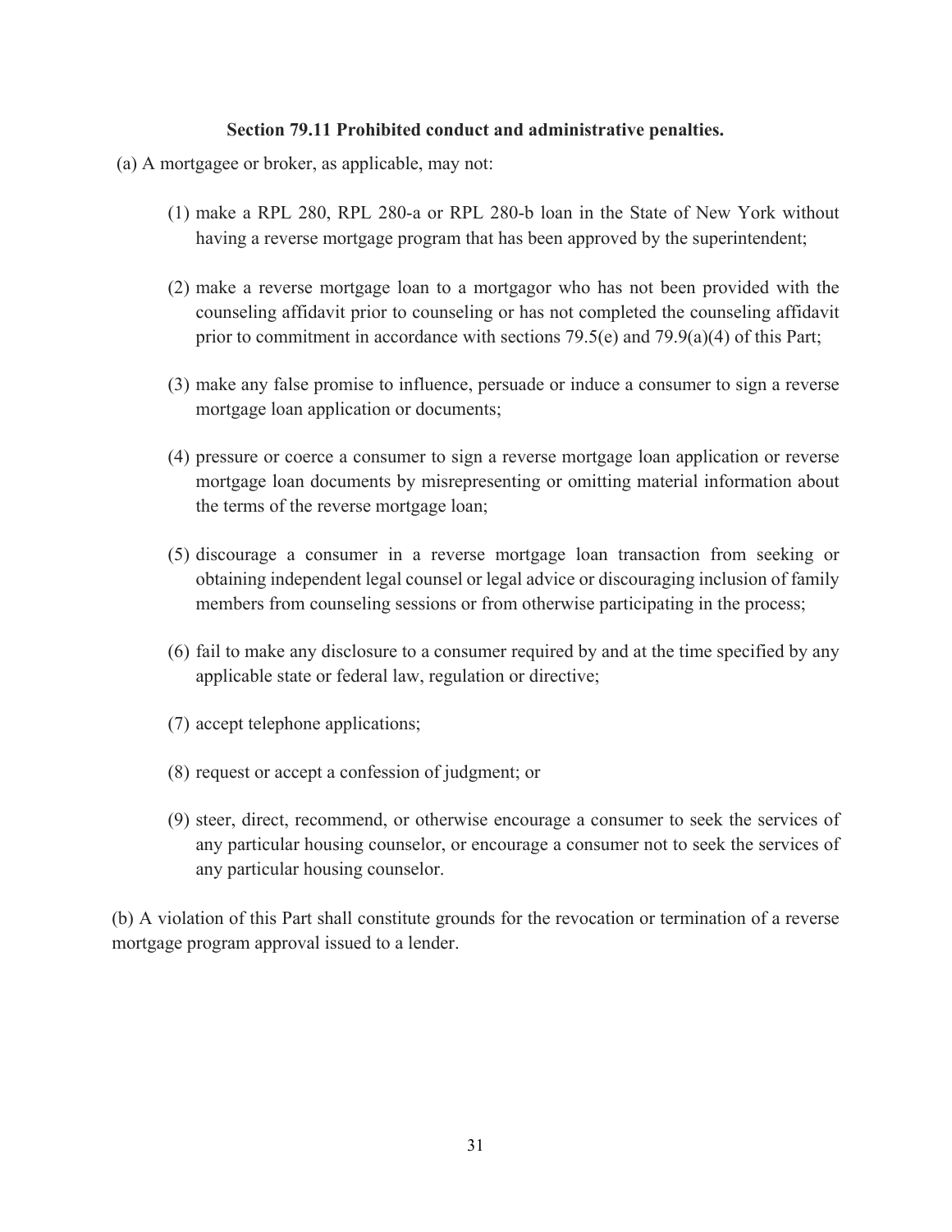**Section 79.11 Prohibited conduct and administrative penalties.**

(a) A mortgagee or broker, as applicable, may not:

(1) make a RPL 280, RPL 280-a or RPL 280-b loan in the State of New York without having a reverse mortgage program that has been approved by the superintendent;

(2) make a reverse mortgage loan to a mortgagor who has not been provided with the counseling affidavit prior to counseling or has not completed the counseling affidavit prior to commitment in accordance with sections 79.5(e) and 79.9(a)(4) of this Part;

(3) make any false promise to influence, persuade or induce a consumer to sign a reverse mortgage loan application or documents;

(4) pressure or coerce a consumer to sign a reverse mortgage loan application or reverse mortgage loan documents by misrepresenting or omitting material information about the terms of the reverse mortgage loan;

(5) discourage a consumer in a reverse mortgage loan transaction from seeking or obtaining independent legal counsel or legal advice or discouraging inclusion of family members from counseling sessions or from otherwise participating in the process;

(6) fail to make any disclosure to a consumer required by and at the time specified by any applicable state or federal law, regulation or directive;

(7) accept telephone applications;

(8) request or accept a confession of judgment; or

(9) steer, direct, recommend, or otherwise encourage a consumer to seek the services of any particular housing counselor, or encourage a consumer not to seek the services of any particular housing counselor.

(b) A violation of this Part shall constitute grounds for the revocation or termination of a reverse mortgage program approval issued to a lender.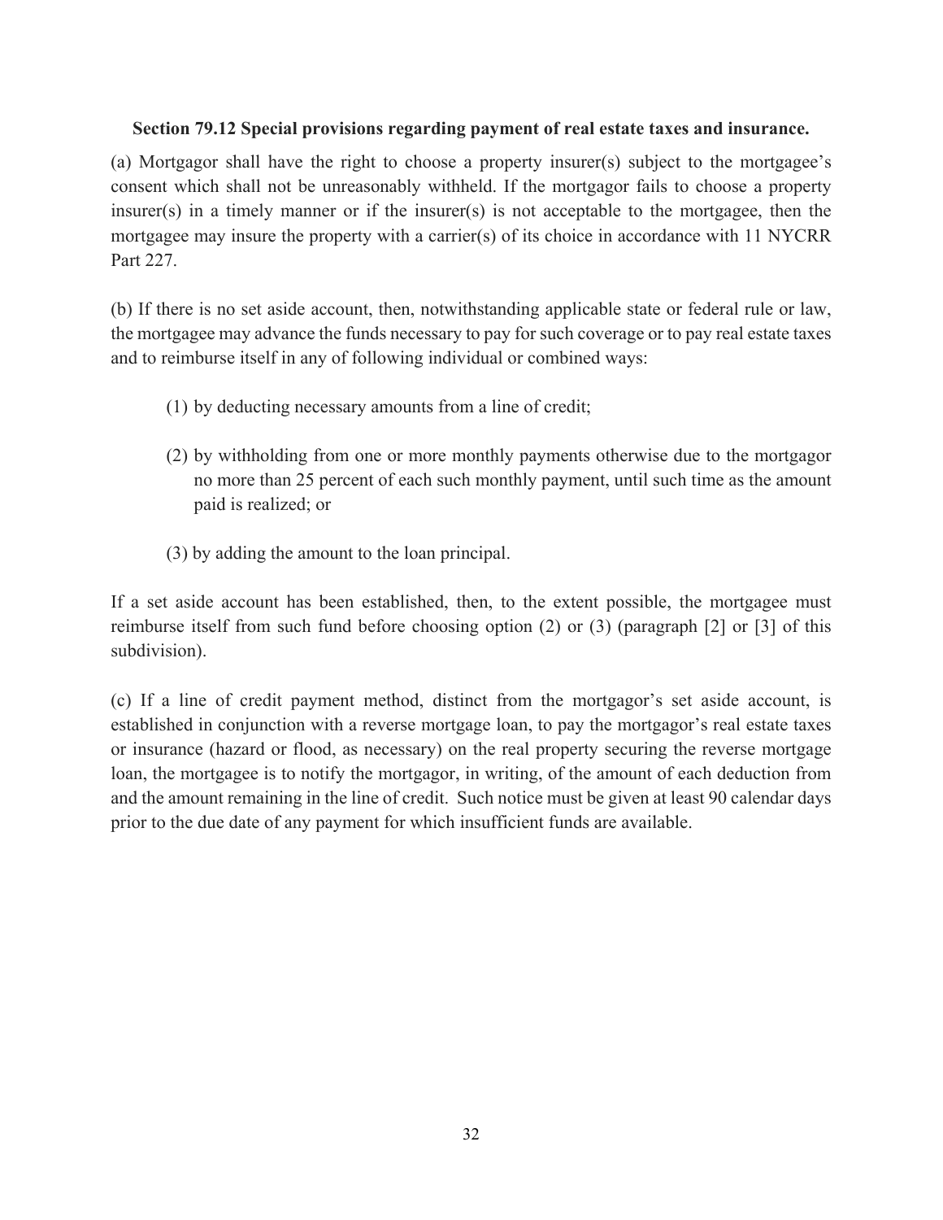**Section 79.12 Special provisions regarding payment of real estate taxes and insurance.**

(a) Mortgagor shall have the right to choose a property insurer(s) subject to the mortgagee's consent which shall not be unreasonably withheld. If the mortgagor fails to choose a property insurer(s) in a timely manner or if the insurer(s) is not acceptable to the mortgagee, then the mortgagee may insure the property with a carrier(s) of its choice in accordance with 11 NYCRR Part 227.

(b) If there is no set aside account, then, notwithstanding applicable state or federal rule or law, the mortgagee may advance the funds necessary to pay for such coverage or to pay real estate taxes and to reimburse itself in any of following individual or combined ways:

(1) by deducting necessary amounts from a line of credit;

(2) by withholding from one or more monthly payments otherwise due to the mortgagor no more than 25 percent of each such monthly payment, until such time as the amount paid is realized; or

(3) by adding the amount to the loan principal.

If a set aside account has been established, then, to the extent possible, the mortgagee must reimburse itself from such fund before choosing option (2) or (3) (paragraph [2] or [3] of this subdivision).

(c) If a line of credit payment method, distinct from the mortgagor's set aside account, is established in conjunction with a reverse mortgage loan, to pay the mortgagor's real estate taxes or insurance (hazard or flood, as necessary) on the real property securing the reverse mortgage loan, the mortgagee is to notify the mortgagor, in writing, of the amount of each deduction from and the amount remaining in the line of credit. Such notice must be given at least 90 calendar days prior to the due date of any payment for which insufficient funds are available.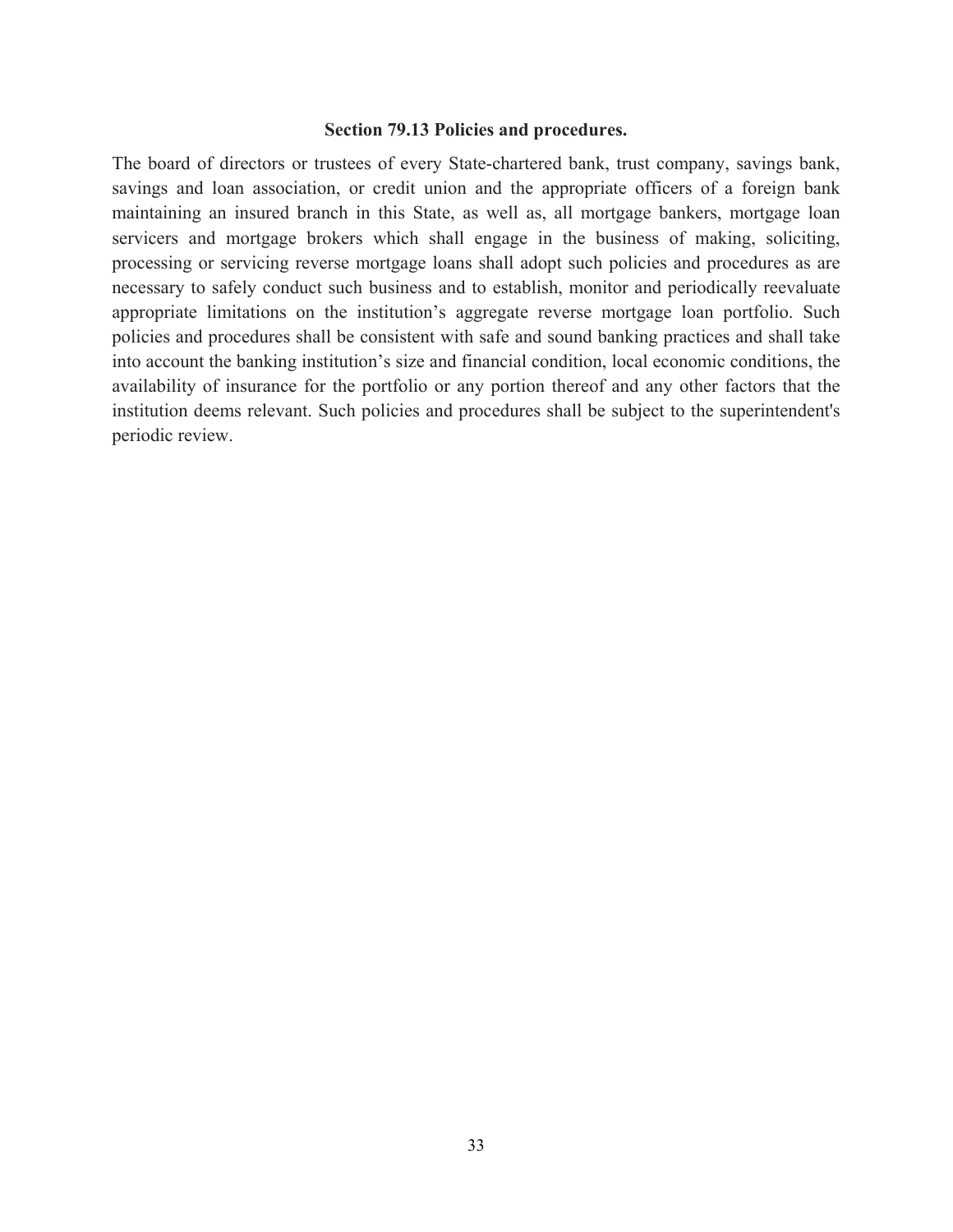### Section 79.13 Policies and procedures.

The board of directors or trustees of every State-chartered bank, trust company, savings bank, savings and loan association, or credit union and the appropriate officers of a foreign bank maintaining an insured branch in this State, as well as, all mortgage bankers, mortgage loan servicers and mortgage brokers which shall engage in the business of making, soliciting, processing or servicing reverse mortgage loans shall adopt such policies and procedures as are necessary to safely conduct such business and to establish, monitor and periodically reevaluate appropriate limitations on the institution's aggregate reverse mortgage loan portfolio. Such policies and procedures shall be consistent with safe and sound banking practices and shall take into account the banking institution's size and financial condition, local economic conditions, the availability of insurance for the portfolio or any portion thereof and any other factors that the institution deems relevant. Such policies and procedures shall be subject to the superintendent's periodic review.